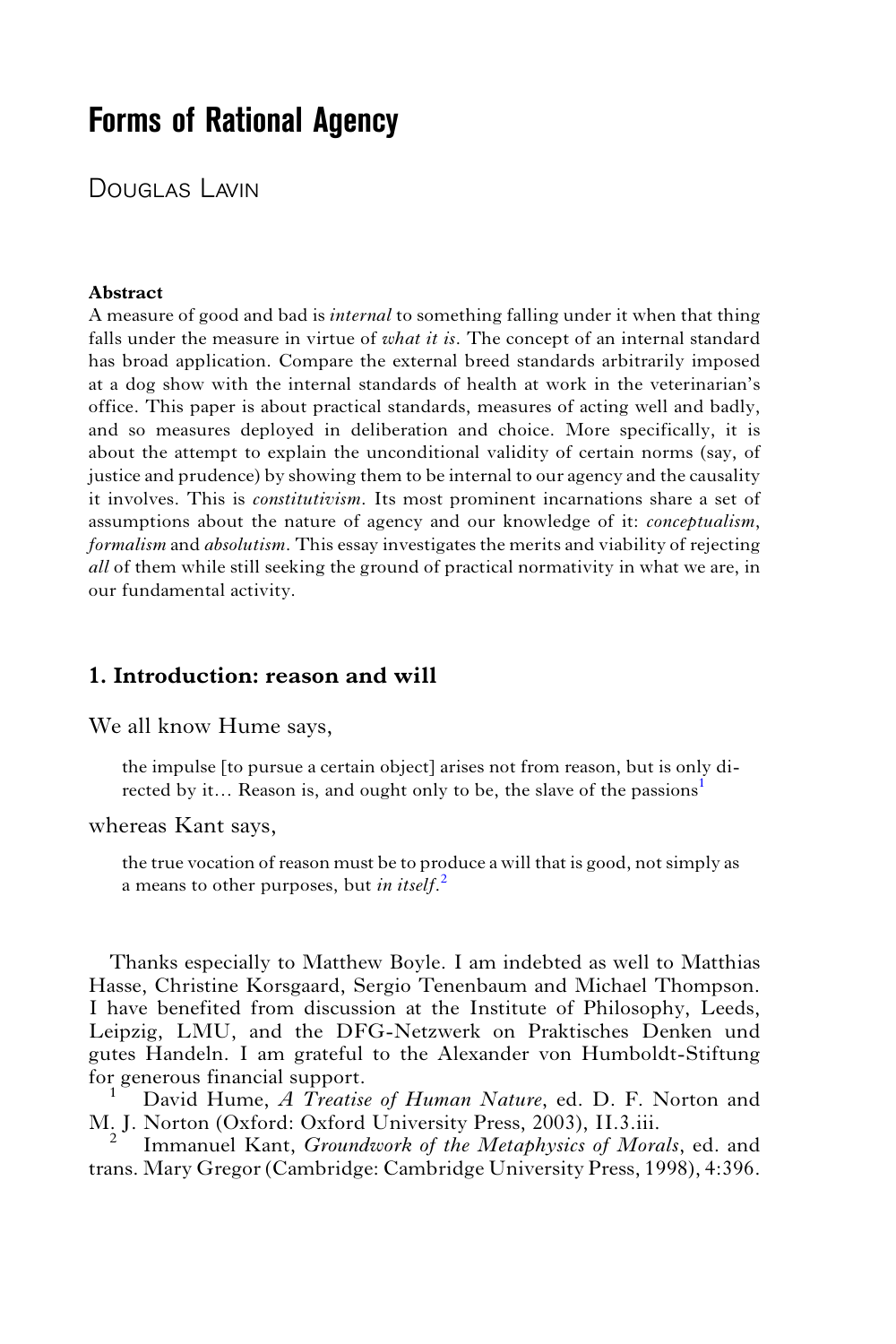# Forms of Rational Agency

DOUGLAS LAVIN

**Abstract**

A measure of good and bad is *internal* to something falling under it when that thing falls under the measure in virtue of *what it is*. The concept of an internal standard has broad application. Compare the external breed standards arbitrarily imposed at a dog show with the internal standards of health at work in the veterinarian's office. This paper is about practical standards, measures of acting well and badly, and so measures deployed in deliberation and choice. More specifically, it is about the attempt to explain the unconditional validity of certain norms (say, of justice and prudence) by showing them to be internal to our agency and the causality it involves. This is *constitutivism*. Its most prominent incarnations share a set of assumptions about the nature of agency and our knowledge of it: *conceptualism*, *formalism* and *absolutism*. This essay investigates the merits and viability of rejecting *all* of them while still seeking the ground of practical normativity in what we are, in our fundamental activity.

## 1. Introduction: reason and will

We all know Hume says,

> the impulse [to pursue a certain object] arises not from reason, but is only directed by it… Reason is, and ought only to be, the slave of the passions[1]

whereas Kant says,

> the true vocation of reason must be to produce a will that is good, not simply as a means to other purposes, but *in itself*.[2]

Thanks especially to Matthew Boyle. I am indebted as well to Matthias Hasse, Christine Korsgaard, Sergio Tenenbaum and Michael Thompson. I have benefited from discussion at the Institute of Philosophy, Leeds, Leipzig, LMU, and the DFG-Netzwerk on Praktisches Denken und gutes Handeln. I am grateful to the Alexander von Humboldt-Stiftung for generous financial support.

[1] David Hume, *A Treatise of Human Nature*, ed. D. F. Norton and M. J. Norton (Oxford: Oxford University Press, 2003), II.3.iii.

[2] Immanuel Kant, *Groundwork of the Metaphysics of Morals*, ed. and trans. Mary Gregor (Cambridge: Cambridge University Press, 1998), 4:396.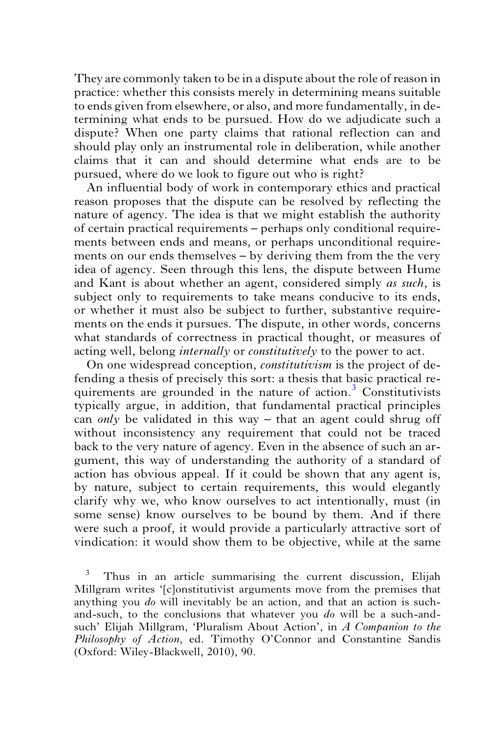They are commonly taken to be in a dispute about the role of reason in practice: whether this consists merely in determining means suitable to ends given from elsewhere, or also, and more fundamentally, in determining what ends to be pursued. How do we adjudicate such a dispute? When one party claims that rational reflection can and should play only an instrumental role in deliberation, while another claims that it can and should determine what ends are to be pursued, where do we look to figure out who is right?

An influential body of work in contemporary ethics and practical reason proposes that the dispute can be resolved by reflecting the nature of agency. The idea is that we might establish the authority of certain practical requirements – perhaps only conditional requirements between ends and means, or perhaps unconditional requirements on our ends themselves – by deriving them from the the very idea of agency. Seen through this lens, the dispute between Hume and Kant is about whether an agent, considered simply *as such*, is subject only to requirements to take means conducive to its ends, or whether it must also be subject to further, substantive requirements on the ends it pursues. The dispute, in other words, concerns what standards of correctness in practical thought, or measures of acting well, belong *internally* or *constitutively* to the power to act.

On one widespread conception, *constitutivism* is the project of defending a thesis of precisely this sort: a thesis that basic practical requirements are grounded in the nature of action.[3] Constitutivists typically argue, in addition, that fundamental practical principles can *only* be validated in this way – that an agent could shrug off without inconsistency any requirement that could not be traced back to the very nature of agency. Even in the absence of such an argument, this way of understanding the authority of a standard of action has obvious appeal. If it could be shown that any agent is, by nature, subject to certain requirements, this would elegantly clarify why we, who know ourselves to act intentionally, must (in some sense) know ourselves to be bound by them. And if there were such a proof, it would provide a particularly attractive sort of vindication: it would show them to be objective, while at the same

[3] Thus in an article summarising the current discussion, Elijah Millgram writes '[c]onstitutivist arguments move from the premises that anything you *do* will inevitably be an action, and that an action is such-and-such, to the conclusions that whatever you *do* will be a such-and-such' Elijah Millgram, 'Pluralism About Action', in *A Companion to the Philosophy of Action*, ed. Timothy O'Connor and Constantine Sandis (Oxford: Wiley-Blackwell, 2010), 90.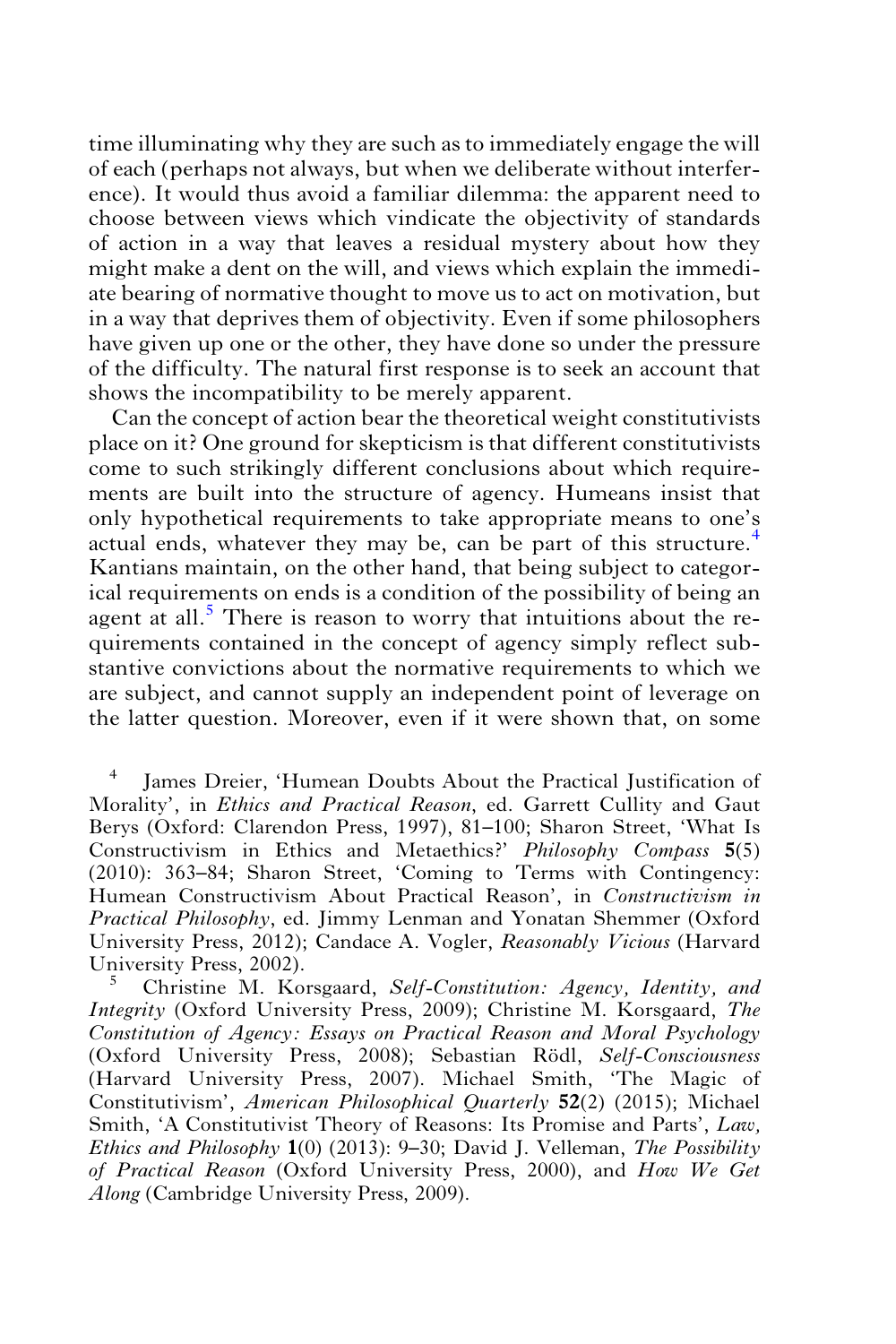time illuminating why they are such as to immediately engage the will of each (perhaps not always, but when we deliberate without interference). It would thus avoid a familiar dilemma: the apparent need to choose between views which vindicate the objectivity of standards of action in a way that leaves a residual mystery about how they might make a dent on the will, and views which explain the immediate bearing of normative thought to move us to act on motivation, but in a way that deprives them of objectivity. Even if some philosophers have given up one or the other, they have done so under the pressure of the difficulty. The natural first response is to seek an account that shows the incompatibility to be merely apparent.

Can the concept of action bear the theoretical weight constitutivists place on it? One ground for skepticism is that different constitutivists come to such strikingly different conclusions about which requirements are built into the structure of agency. Humeans insist that only hypothetical requirements to take appropriate means to one's actual ends, whatever they may be, can be part of this structure.[4] Kantians maintain, on the other hand, that being subject to categorical requirements on ends is a condition of the possibility of being an agent at all.[5] There is reason to worry that intuitions about the requirements contained in the concept of agency simply reflect substantive convictions about the normative requirements to which we are subject, and cannot supply an independent point of leverage on the latter question. Moreover, even if it were shown that, on some

[4] James Dreier, 'Humean Doubts About the Practical Justification of Morality', in *Ethics and Practical Reason*, ed. Garrett Cullity and Gaut Berys (Oxford: Clarendon Press, 1997), 81–100; Sharon Street, 'What Is Constructivism in Ethics and Metaethics?' *Philosophy Compass* **5**(5) (2010): 363–84; Sharon Street, 'Coming to Terms with Contingency: Humean Constructivism About Practical Reason', in *Constructivism in Practical Philosophy*, ed. Jimmy Lenman and Yonatan Shemmer (Oxford University Press, 2012); Candace A. Vogler, *Reasonably Vicious* (Harvard University Press, 2002).

[5] Christine M. Korsgaard, *Self-Constitution: Agency, Identity, and Integrity* (Oxford University Press, 2009); Christine M. Korsgaard, *The Constitution of Agency: Essays on Practical Reason and Moral Psychology* (Oxford University Press, 2008); Sebastian Rödl, *Self-Consciousness* (Harvard University Press, 2007). Michael Smith, 'The Magic of Constitutivism', *American Philosophical Quarterly* **52**(2) (2015); Michael Smith, 'A Constitutivist Theory of Reasons: Its Promise and Parts', *Law, Ethics and Philosophy* **1**(0) (2013): 9–30; David J. Velleman, *The Possibility of Practical Reason* (Oxford University Press, 2000), and *How We Get Along* (Cambridge University Press, 2009).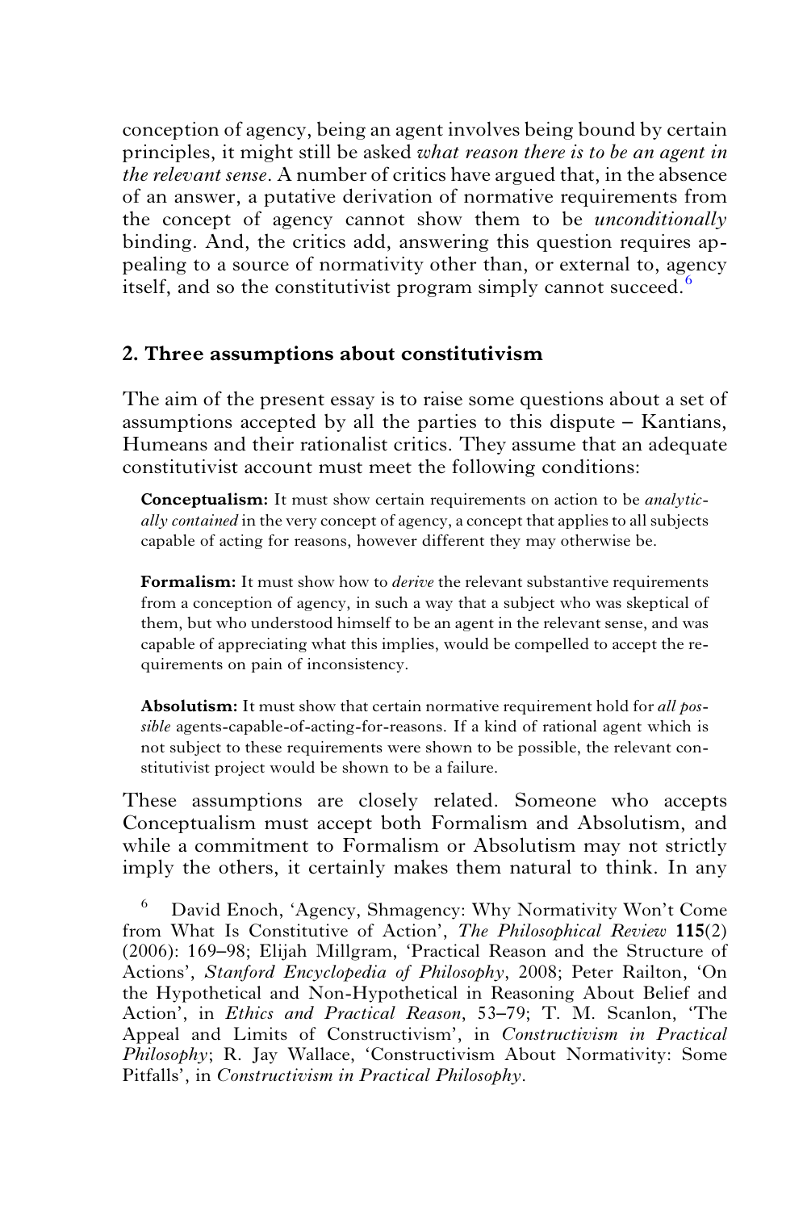conception of agency, being an agent involves being bound by certain principles, it might still be asked *what reason there is to be an agent in the relevant sense*. A number of critics have argued that, in the absence of an answer, a putative derivation of normative requirements from the concept of agency cannot show them to be *unconditionally* binding. And, the critics add, answering this question requires appealing to a source of normativity other than, or external to, agency itself, and so the constitutivist program simply cannot succeed.[6]

## 2. Three assumptions about constitutivism

The aim of the present essay is to raise some questions about a set of assumptions accepted by all the parties to this dispute – Kantians, Humeans and their rationalist critics. They assume that an adequate constitutivist account must meet the following conditions:

> **Conceptualism:** It must show certain requirements on action to be *analytically contained* in the very concept of agency, a concept that applies to all subjects capable of acting for reasons, however different they may otherwise be.
>
> **Formalism:** It must show how to *derive* the relevant substantive requirements from a conception of agency, in such a way that a subject who was skeptical of them, but who understood himself to be an agent in the relevant sense, and was capable of appreciating what this implies, would be compelled to accept the requirements on pain of inconsistency.
>
> **Absolutism:** It must show that certain normative requirement hold for *all possible* agents-capable-of-acting-for-reasons. If a kind of rational agent which is not subject to these requirements were shown to be possible, the relevant constitutivist project would be shown to be a failure.

These assumptions are closely related. Someone who accepts Conceptualism must accept both Formalism and Absolutism, and while a commitment to Formalism or Absolutism may not strictly imply the others, it certainly makes them natural to think. In any

[6] David Enoch, 'Agency, Shmagency: Why Normativity Won't Come from What Is Constitutive of Action', *The Philosophical Review* **115**(2) (2006): 169–98; Elijah Millgram, 'Practical Reason and the Structure of Actions', *Stanford Encyclopedia of Philosophy*, 2008; Peter Railton, 'On the Hypothetical and Non-Hypothetical in Reasoning About Belief and Action', in *Ethics and Practical Reason*, 53–79; T. M. Scanlon, 'The Appeal and Limits of Constructivism', in *Constructivism in Practical Philosophy*; R. Jay Wallace, 'Constructivism About Normativity: Some Pitfalls', in *Constructivism in Practical Philosophy*.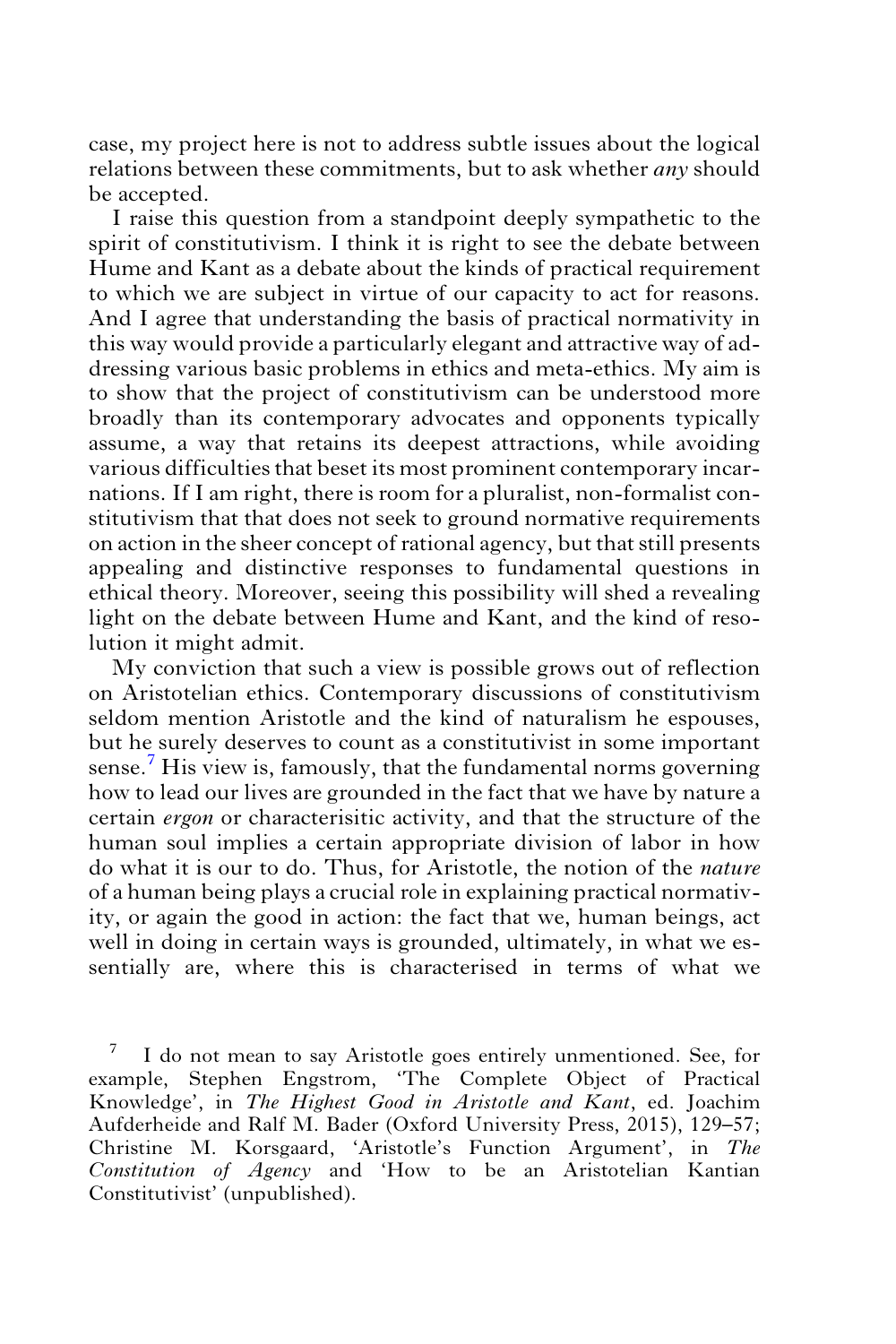case, my project here is not to address subtle issues about the logical relations between these commitments, but to ask whether *any* should be accepted.

I raise this question from a standpoint deeply sympathetic to the spirit of constitutivism. I think it is right to see the debate between Hume and Kant as a debate about the kinds of practical requirement to which we are subject in virtue of our capacity to act for reasons. And I agree that understanding the basis of practical normativity in this way would provide a particularly elegant and attractive way of addressing various basic problems in ethics and meta-ethics. My aim is to show that the project of constitutivism can be understood more broadly than its contemporary advocates and opponents typically assume, a way that retains its deepest attractions, while avoiding various difficulties that beset its most prominent contemporary incarnations. If I am right, there is room for a pluralist, non-formalist constitutivism that that does not seek to ground normative requirements on action in the sheer concept of rational agency, but that still presents appealing and distinctive responses to fundamental questions in ethical theory. Moreover, seeing this possibility will shed a revealing light on the debate between Hume and Kant, and the kind of resolution it might admit.

My conviction that such a view is possible grows out of reflection on Aristotelian ethics. Contemporary discussions of constitutivism seldom mention Aristotle and the kind of naturalism he espouses, but he surely deserves to count as a constitutivist in some important sense.[7] His view is, famously, that the fundamental norms governing how to lead our lives are grounded in the fact that we have by nature a certain *ergon* or characterisitic activity, and that the structure of the human soul implies a certain appropriate division of labor in how do what it is our to do. Thus, for Aristotle, the notion of the *nature* of a human being plays a crucial role in explaining practical normativity, or again the good in action: the fact that we, human beings, act well in doing in certain ways is grounded, ultimately, in what we essentially are, where this is characterised in terms of what we

[7] I do not mean to say Aristotle goes entirely unmentioned. See, for example, Stephen Engstrom, 'The Complete Object of Practical Knowledge', in *The Highest Good in Aristotle and Kant*, ed. Joachim Aufderheide and Ralf M. Bader (Oxford University Press, 2015), 129–57; Christine M. Korsgaard, 'Aristotle's Function Argument', in *The Constitution of Agency* and 'How to be an Aristotelian Kantian Constitutivist' (unpublished).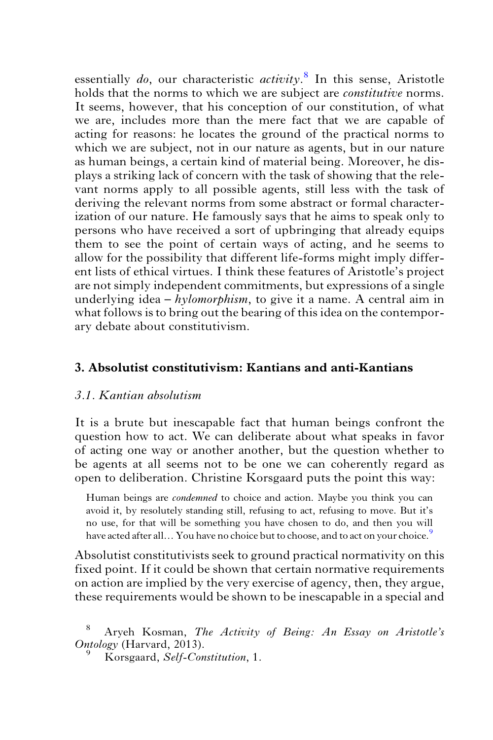essentially *do*, our characteristic *activity*.[8] In this sense, Aristotle holds that the norms to which we are subject are *constitutive* norms. It seems, however, that his conception of our constitution, of what we are, includes more than the mere fact that we are capable of acting for reasons: he locates the ground of the practical norms to which we are subject, not in our nature as agents, but in our nature as human beings, a certain kind of material being. Moreover, he displays a striking lack of concern with the task of showing that the relevant norms apply to all possible agents, still less with the task of deriving the relevant norms from some abstract or formal characterization of our nature. He famously says that he aims to speak only to persons who have received a sort of upbringing that already equips them to see the point of certain ways of acting, and he seems to allow for the possibility that different life-forms might imply different lists of ethical virtues. I think these features of Aristotle's project are not simply independent commitments, but expressions of a single underlying idea – *hylomorphism*, to give it a name. A central aim in what follows is to bring out the bearing of this idea on the contemporary debate about constitutivism.

## 3. Absolutist constitutivism: Kantians and anti-Kantians

### *3.1. Kantian absolutism*

It is a brute but inescapable fact that human beings confront the question how to act. We can deliberate about what speaks in favor of acting one way or another another, but the question whether to be agents at all seems not to be one we can coherently regard as open to deliberation. Christine Korsgaard puts the point this way:

> Human beings are *condemned* to choice and action. Maybe you think you can avoid it, by resolutely standing still, refusing to act, refusing to move. But it's no use, for that will be something you have chosen to do, and then you will have acted after all… You have no choice but to choose, and to act on your choice.[9]

Absolutist constitutivists seek to ground practical normativity on this fixed point. If it could be shown that certain normative requirements on action are implied by the very exercise of agency, then, they argue, these requirements would be shown to be inescapable in a special and

[8] Aryeh Kosman, *The Activity of Being: An Essay on Aristotle's Ontology* (Harvard, 2013).

[9] Korsgaard, *Self-Constitution*, 1.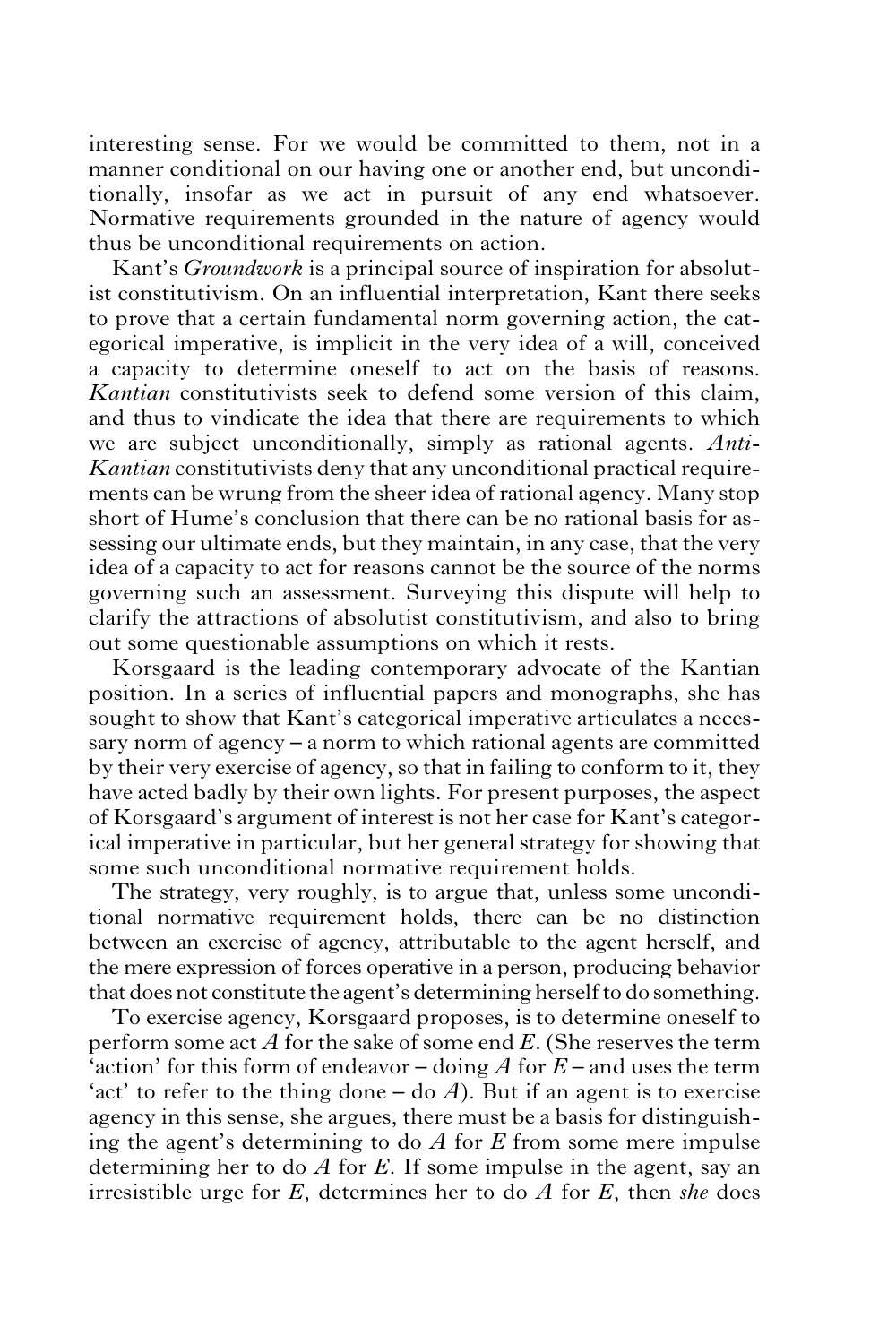interesting sense. For we would be committed to them, not in a manner conditional on our having one or another end, but unconditionally, insofar as we act in pursuit of any end whatsoever. Normative requirements grounded in the nature of agency would thus be unconditional requirements on action.

Kant's *Groundwork* is a principal source of inspiration for absolutist constitutivism. On an influential interpretation, Kant there seeks to prove that a certain fundamental norm governing action, the categorical imperative, is implicit in the very idea of a will, conceived a capacity to determine oneself to act on the basis of reasons. *Kantian* constitutivists seek to defend some version of this claim, and thus to vindicate the idea that there are requirements to which we are subject unconditionally, simply as rational agents. *Anti-Kantian* constitutivists deny that any unconditional practical requirements can be wrung from the sheer idea of rational agency. Many stop short of Hume's conclusion that there can be no rational basis for assessing our ultimate ends, but they maintain, in any case, that the very idea of a capacity to act for reasons cannot be the source of the norms governing such an assessment. Surveying this dispute will help to clarify the attractions of absolutist constitutivism, and also to bring out some questionable assumptions on which it rests.

Korsgaard is the leading contemporary advocate of the Kantian position. In a series of influential papers and monographs, she has sought to show that Kant's categorical imperative articulates a necessary norm of agency – a norm to which rational agents are committed by their very exercise of agency, so that in failing to conform to it, they have acted badly by their own lights. For present purposes, the aspect of Korsgaard's argument of interest is not her case for Kant's categorical imperative in particular, but her general strategy for showing that some such unconditional normative requirement holds.

The strategy, very roughly, is to argue that, unless some unconditional normative requirement holds, there can be no distinction between an exercise of agency, attributable to the agent herself, and the mere expression of forces operative in a person, producing behavior that does not constitute the agent's determining herself to do something.

To exercise agency, Korsgaard proposes, is to determine oneself to perform some act $A$ for the sake of some end $E$. (She reserves the term 'action' for this form of endeavor – doing $A$ for $E$ – and uses the term 'act' to refer to the thing done – do $A$). But if an agent is to exercise agency in this sense, she argues, there must be a basis for distinguishing the agent's determining to do $A$ for $E$ from some mere impulse determining her to do $A$ for $E$. If some impulse in the agent, say an irresistible urge for $E$, determines her to do $A$ for $E$, then *she* does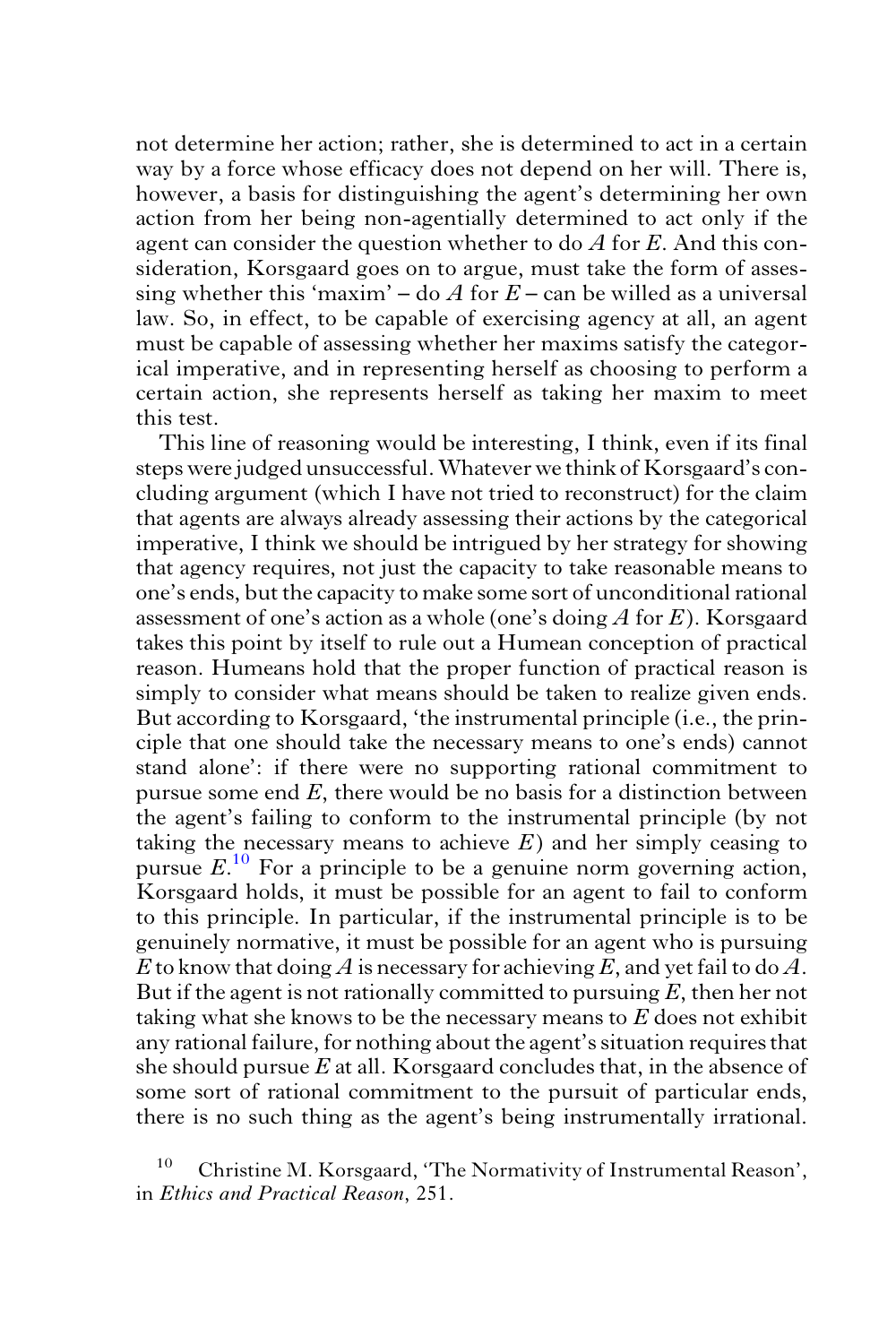not determine her action; rather, she is determined to act in a certain way by a force whose efficacy does not depend on her will. There is, however, a basis for distinguishing the agent's determining her own action from her being non-agentially determined to act only if the agent can consider the question whether to do $A$ for $E$. And this consideration, Korsgaard goes on to argue, must take the form of assessing whether this 'maxim' – do $A$ for $E$ – can be willed as a universal law. So, in effect, to be capable of exercising agency at all, an agent must be capable of assessing whether her maxims satisfy the categorical imperative, and in representing herself as choosing to perform a certain action, she represents herself as taking her maxim to meet this test.

This line of reasoning would be interesting, I think, even if its final steps were judged unsuccessful. Whatever we think of Korsgaard's concluding argument (which I have not tried to reconstruct) for the claim that agents are always already assessing their actions by the categorical imperative, I think we should be intrigued by her strategy for showing that agency requires, not just the capacity to take reasonable means to one's ends, but the capacity to make some sort of unconditional rational assessment of one's action as a whole (one's doing $A$ for $E$). Korsgaard takes this point by itself to rule out a Humean conception of practical reason. Humeans hold that the proper function of practical reason is simply to consider what means should be taken to realize given ends. But according to Korsgaard, 'the instrumental principle (i.e., the principle that one should take the necessary means to one's ends) cannot stand alone': if there were no supporting rational commitment to pursue some end $E$, there would be no basis for a distinction between the agent's failing to conform to the instrumental principle (by not taking the necessary means to achieve $E$) and her simply ceasing to pursue $E$.[10] For a principle to be a genuine norm governing action, Korsgaard holds, it must be possible for an agent to fail to conform to this principle. In particular, if the instrumental principle is to be genuinely normative, it must be possible for an agent who is pursuing $E$ to know that doing $A$ is necessary for achieving $E$, and yet fail to do $A$. But if the agent is not rationally committed to pursuing $E$, then her not taking what she knows to be the necessary means to $E$ does not exhibit any rational failure, for nothing about the agent's situation requires that she should pursue $E$ at all. Korsgaard concludes that, in the absence of some sort of rational commitment to the pursuit of particular ends, there is no such thing as the agent's being instrumentally irrational.

[10] Christine M. Korsgaard, 'The Normativity of Instrumental Reason', in *Ethics and Practical Reason*, 251.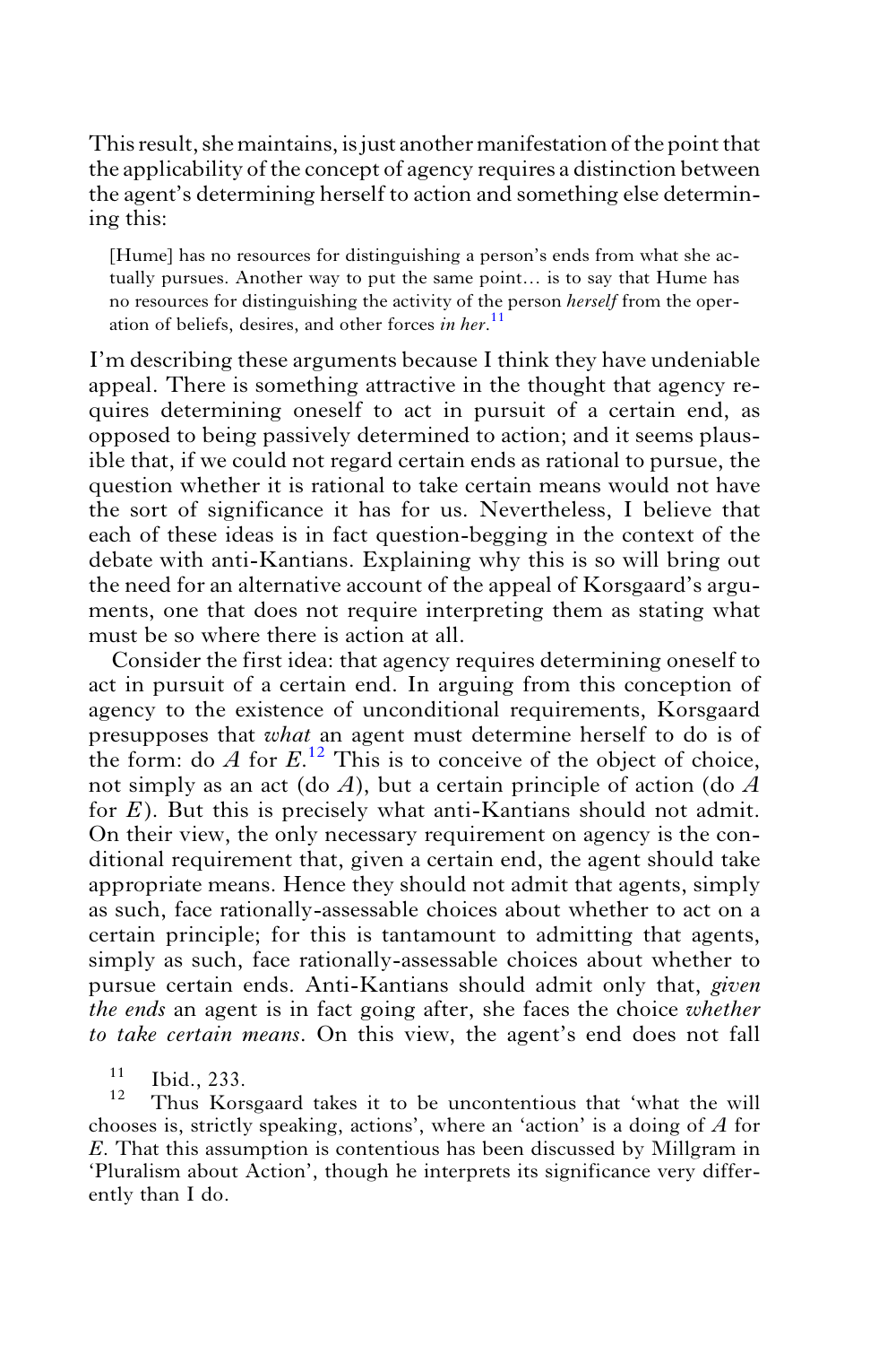This result, she maintains, is just another manifestation of the point that the applicability of the concept of agency requires a distinction between the agent's determining herself to action and something else determining this:

> [Hume] has no resources for distinguishing a person's ends from what she actually pursues. Another way to put the same point… is to say that Hume has no resources for distinguishing the activity of the person *herself* from the operation of beliefs, desires, and other forces *in her*.[11]

I'm describing these arguments because I think they have undeniable appeal. There is something attractive in the thought that agency requires determining oneself to act in pursuit of a certain end, as opposed to being passively determined to action; and it seems plausible that, if we could not regard certain ends as rational to pursue, the question whether it is rational to take certain means would not have the sort of significance it has for us. Nevertheless, I believe that each of these ideas is in fact question-begging in the context of the debate with anti-Kantians. Explaining why this is so will bring out the need for an alternative account of the appeal of Korsgaard's arguments, one that does not require interpreting them as stating what must be so where there is action at all.

Consider the first idea: that agency requires determining oneself to act in pursuit of a certain end. In arguing from this conception of agency to the existence of unconditional requirements, Korsgaard presupposes that *what* an agent must determine herself to do is of the form: do $A$ for $E$.[12] This is to conceive of the object of choice, not simply as an act (do $A$), but a certain principle of action (do $A$ for $E$). But this is precisely what anti-Kantians should not admit. On their view, the only necessary requirement on agency is the conditional requirement that, given a certain end, the agent should take appropriate means. Hence they should not admit that agents, simply as such, face rationally-assessable choices about whether to act on a certain principle; for this is tantamount to admitting that agents, simply as such, face rationally-assessable choices about whether to pursue certain ends. Anti-Kantians should admit only that, *given the ends* an agent is in fact going after, she faces the choice *whether to take certain means*. On this view, the agent's end does not fall

[11] Ibid., 233.

[12] Thus Korsgaard takes it to be uncontentious that 'what the will chooses is, strictly speaking, actions', where an 'action' is a doing of $A$ for $E$. That this assumption is contentious has been discussed by Millgram in 'Pluralism about Action', though he interprets its significance very differently than I do.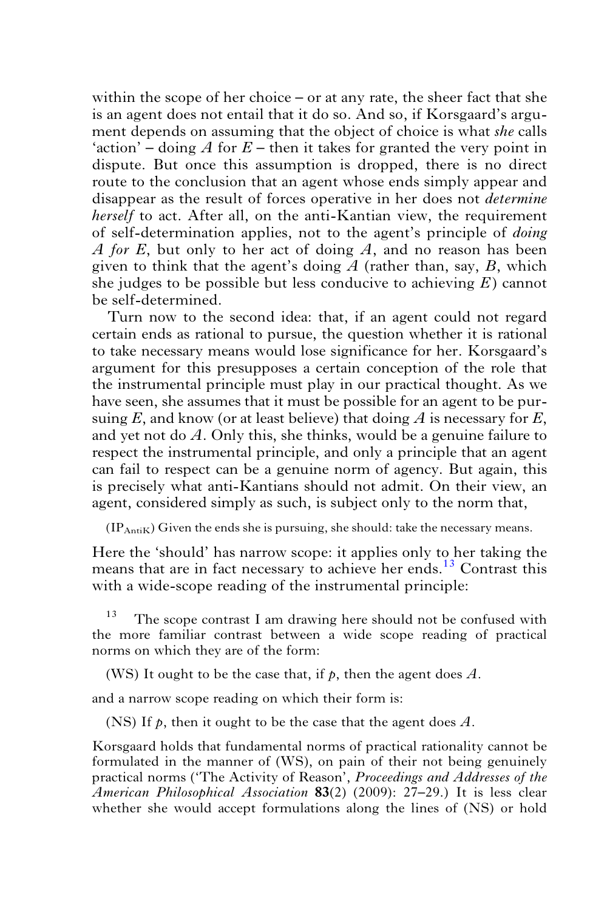within the scope of her choice – or at any rate, the sheer fact that she is an agent does not entail that it do so. And so, if Korsgaard's argument depends on assuming that the object of choice is what *she* calls 'action' – doing $A$ for $E$ – then it takes for granted the very point in dispute. But once this assumption is dropped, there is no direct route to the conclusion that an agent whose ends simply appear and disappear as the result of forces operative in her does not *determine herself* to act. After all, on the anti-Kantian view, the requirement of self-determination applies, not to the agent's principle of *doing $A$ for $E$*, but only to her act of doing $A$, and no reason has been given to think that the agent's doing $A$ (rather than, say, $B$, which she judges to be possible but less conducive to achieving $E$) cannot be self-determined.

Turn now to the second idea: that, if an agent could not regard certain ends as rational to pursue, the question whether it is rational to take necessary means would lose significance for her. Korsgaard's argument for this presupposes a certain conception of the role that the instrumental principle must play in our practical thought. As we have seen, she assumes that it must be possible for an agent to be pursuing $E$, and know (or at least believe) that doing $A$ is necessary for $E$, and yet not do $A$. Only this, she thinks, would be a genuine failure to respect the instrumental principle, and only a principle that an agent can fail to respect can be a genuine norm of agency. But again, this is precisely what anti-Kantians should not admit. On their view, an agent, considered simply as such, is subject only to the norm that,

($IP_{AntiK}$) Given the ends she is pursuing, she should: take the necessary means.

Here the 'should' has narrow scope: it applies only to her taking the means that are in fact necessary to achieve her ends.[13] Contrast this with a wide-scope reading of the instrumental principle:

[13] The scope contrast I am drawing here should not be confused with the more familiar contrast between a wide scope reading of practical norms on which they are of the form:

(WS) It ought to be the case that, if $p$, then the agent does $A$.

and a narrow scope reading on which their form is:

(NS) If $p$, then it ought to be the case that the agent does $A$.

Korsgaard holds that fundamental norms of practical rationality cannot be formulated in the manner of (WS), on pain of their not being genuinely practical norms ('The Activity of Reason', *Proceedings and Addresses of the American Philosophical Association* **83**(2) (2009): 27–29.) It is less clear whether she would accept formulations along the lines of (NS) or hold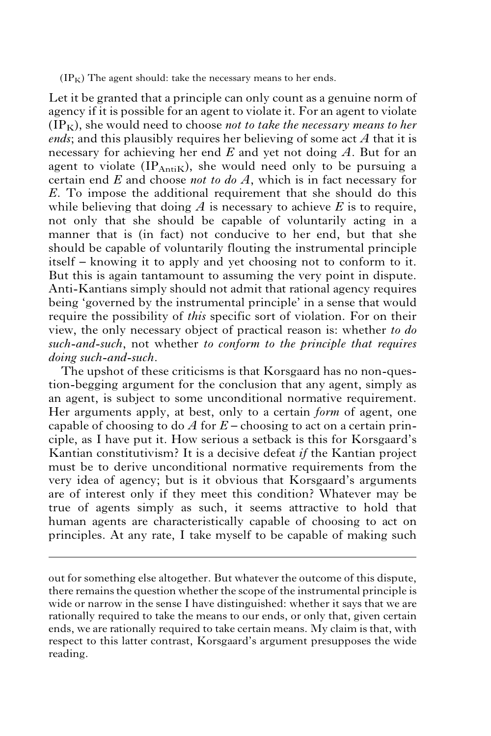($IP_K$) The agent should: take the necessary means to her ends.

Let it be granted that a principle can only count as a genuine norm of agency if it is possible for an agent to violate it. For an agent to violate ($IP_K$), she would need to choose *not to take the necessary means to her ends*; and this plausibly requires her believing of some act $A$ that it is necessary for achieving her end $E$ and yet not doing $A$. But for an agent to violate ($IP_{AntiK}$), she would need only to be pursuing a certain end $E$ and choose *not to do* $A$, which is in fact necessary for $E$. To impose the additional requirement that she should do this while believing that doing $A$ is necessary to achieve $E$ is to require, not only that she should be capable of voluntarily acting in a manner that is (in fact) not conducive to her end, but that she should be capable of voluntarily flouting the instrumental principle itself – knowing it to apply and yet choosing not to conform to it. But this is again tantamount to assuming the very point in dispute. Anti-Kantians simply should not admit that rational agency requires being 'governed by the instrumental principle' in a sense that would require the possibility of *this* specific sort of violation. For on their view, the only necessary object of practical reason is: whether *to do such-and-such*, not whether *to conform to the principle that requires doing such-and-such*.

The upshot of these criticisms is that Korsgaard has no non-question-begging argument for the conclusion that any agent, simply as an agent, is subject to some unconditional normative requirement. Her arguments apply, at best, only to a certain *form* of agent, one capable of choosing to do $A$ for $E$ – choosing to act on a certain principle, as I have put it. How serious a setback is this for Korsgaard's Kantian constitutivism? It is a decisive defeat *if* the Kantian project must be to derive unconditional normative requirements from the very idea of agency; but is it obvious that Korsgaard's arguments are of interest only if they meet this condition? Whatever may be true of agents simply as such, it seems attractive to hold that human agents are characteristically capable of choosing to act on principles. At any rate, I take myself to be capable of making such

---

out for something else altogether. But whatever the outcome of this dispute, there remains the question whether the scope of the instrumental principle is wide or narrow in the sense I have distinguished: whether it says that we are rationally required to take the means to our ends, or only that, given certain ends, we are rationally required to take certain means. My claim is that, with respect to this latter contrast, Korsgaard's argument presupposes the wide reading.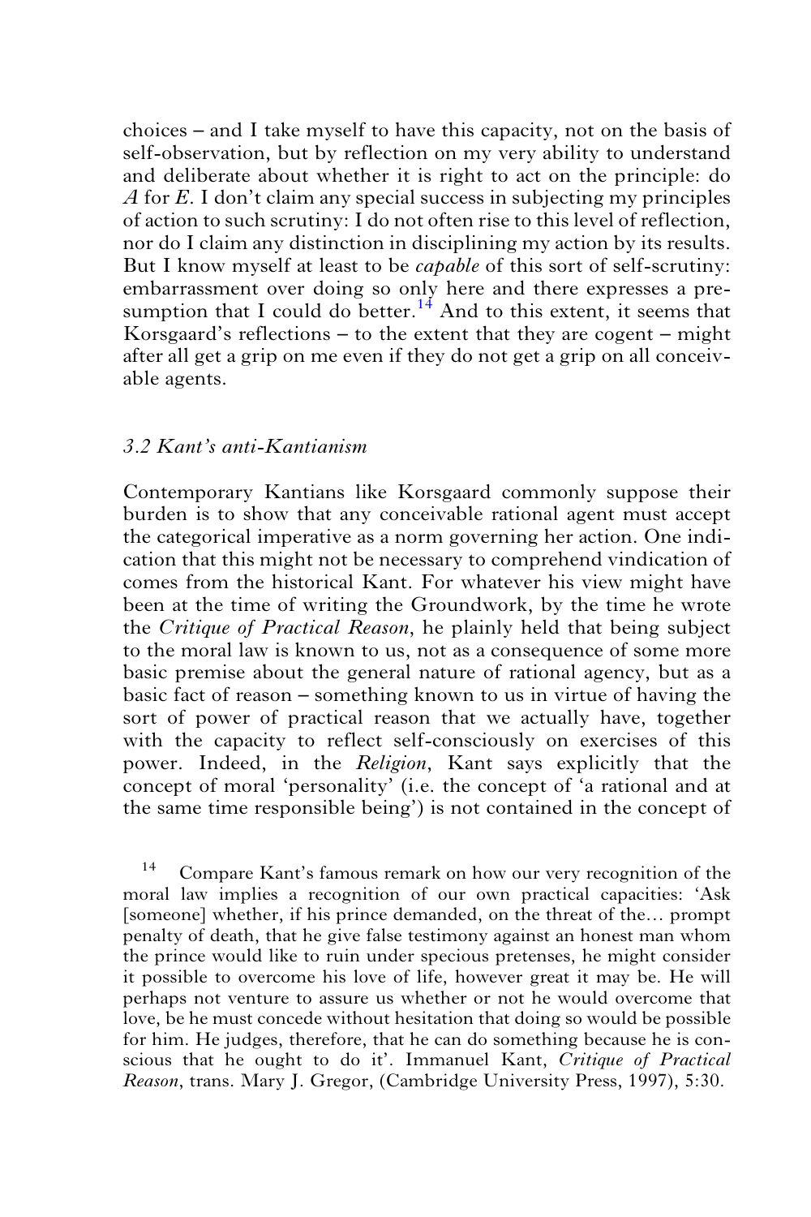choices – and I take myself to have this capacity, not on the basis of self-observation, but by reflection on my very ability to understand and deliberate about whether it is right to act on the principle: do *A* for *E*. I don't claim any special success in subjecting my principles of action to such scrutiny: I do not often rise to this level of reflection, nor do I claim any distinction in disciplining my action by its results. But I know myself at least to be *capable* of this sort of self-scrutiny: embarrassment over doing so only here and there expresses a presumption that I could do better.[14] And to this extent, it seems that Korsgaard's reflections – to the extent that they are cogent – might after all get a grip on me even if they do not get a grip on all conceivable agents.

### *3.2 Kant's anti-Kantianism*

Contemporary Kantians like Korsgaard commonly suppose their burden is to show that any conceivable rational agent must accept the categorical imperative as a norm governing her action. One indication that this might not be necessary to comprehend vindication of comes from the historical Kant. For whatever his view might have been at the time of writing the Groundwork, by the time he wrote the *Critique of Practical Reason*, he plainly held that being subject to the moral law is known to us, not as a consequence of some more basic premise about the general nature of rational agency, but as a basic fact of reason – something known to us in virtue of having the sort of power of practical reason that we actually have, together with the capacity to reflect self-consciously on exercises of this power. Indeed, in the *Religion*, Kant says explicitly that the concept of moral 'personality' (i.e. the concept of 'a rational and at the same time responsible being') is not contained in the concept of

[14] Compare Kant's famous remark on how our very recognition of the moral law implies a recognition of our own practical capacities: 'Ask [someone] whether, if his prince demanded, on the threat of the… prompt penalty of death, that he give false testimony against an honest man whom the prince would like to ruin under specious pretenses, he might consider it possible to overcome his love of life, however great it may be. He will perhaps not venture to assure us whether or not he would overcome that love, be he must concede without hesitation that doing so would be possible for him. He judges, therefore, that he can do something because he is conscious that he ought to do it'. Immanuel Kant, *Critique of Practical Reason*, trans. Mary J. Gregor, (Cambridge University Press, 1997), 5:30.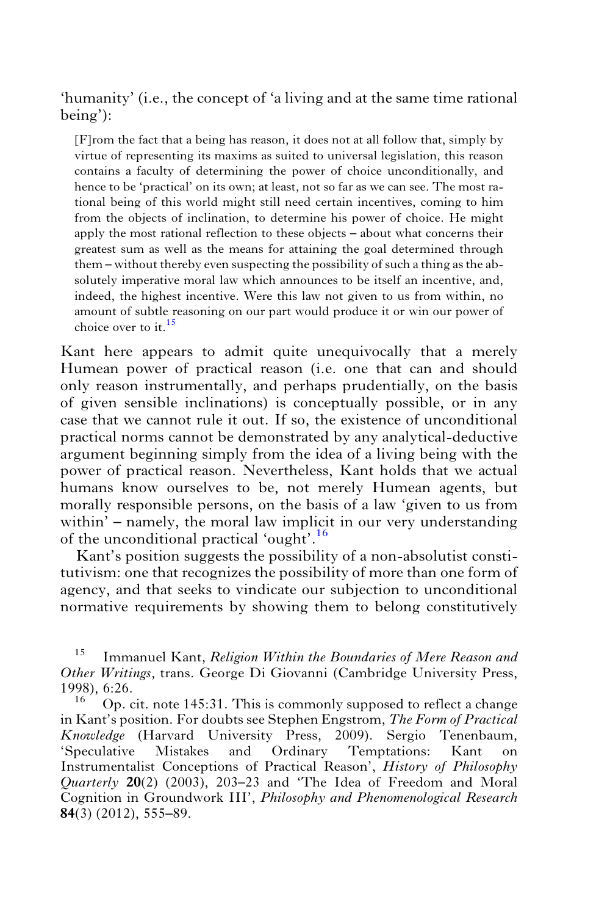'humanity' (i.e., the concept of 'a living and at the same time rational being'):

> [F]rom the fact that a being has reason, it does not at all follow that, simply by virtue of representing its maxims as suited to universal legislation, this reason contains a faculty of determining the power of choice unconditionally, and hence to be 'practical' on its own; at least, not so far as we can see. The most rational being of this world might still need certain incentives, coming to him from the objects of inclination, to determine his power of choice. He might apply the most rational reflection to these objects – about what concerns their greatest sum as well as the means for attaining the goal determined through them – without thereby even suspecting the possibility of such a thing as the absolutely imperative moral law which announces to be itself an incentive, and, indeed, the highest incentive. Were this law not given to us from within, no amount of subtle reasoning on our part would produce it or win our power of choice over to it.[15]

Kant here appears to admit quite unequivocally that a merely Humean power of practical reason (i.e. one that can and should only reason instrumentally, and perhaps prudentially, on the basis of given sensible inclinations) is conceptually possible, or in any case that we cannot rule it out. If so, the existence of unconditional practical norms cannot be demonstrated by any analytical-deductive argument beginning simply from the idea of a living being with the power of practical reason. Nevertheless, Kant holds that we actual humans know ourselves to be, not merely Humean agents, but morally responsible persons, on the basis of a law 'given to us from within' – namely, the moral law implicit in our very understanding of the unconditional practical 'ought'.[16]

Kant's position suggests the possibility of a non-absolutist constitutivism: one that recognizes the possibility of more than one form of agency, and that seeks to vindicate our subjection to unconditional normative requirements by showing them to belong constitutively

[15] Immanuel Kant, *Religion Within the Boundaries of Mere Reason and Other Writings*, trans. George Di Giovanni (Cambridge University Press, 1998), 6:26.

[16] Op. cit. note 145:31. This is commonly supposed to reflect a change in Kant's position. For doubts see Stephen Engstrom, *The Form of Practical Knowledge* (Harvard University Press, 2009). Sergio Tenenbaum, 'Speculative Mistakes and Ordinary Temptations: Kant on Instrumentalist Conceptions of Practical Reason', *History of Philosophy Quarterly* **20**(2) (2003), 203–23 and 'The Idea of Freedom and Moral Cognition in Groundwork III', *Philosophy and Phenomenological Research* **84**(3) (2012), 555–89.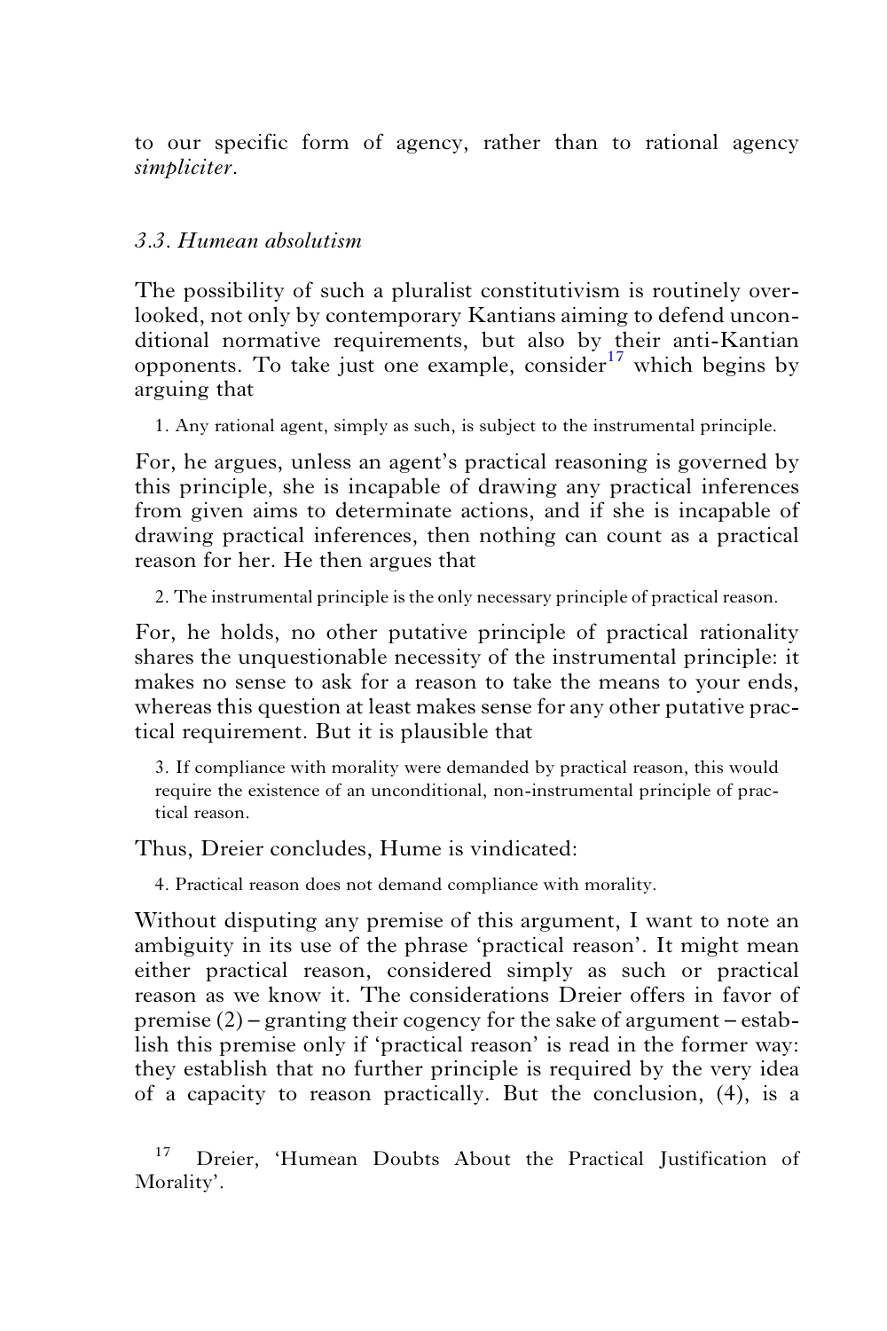to our specific form of agency, rather than to rational agency *simpliciter*.

### *3.3. Humean absolutism*

The possibility of such a pluralist constitutivism is routinely overlooked, not only by contemporary Kantians aiming to defend unconditional normative requirements, but also by their anti-Kantian opponents. To take just one example, consider[17] which begins by arguing that

1. Any rational agent, simply as such, is subject to the instrumental principle.

For, he argues, unless an agent's practical reasoning is governed by this principle, she is incapable of drawing any practical inferences from given aims to determinate actions, and if she is incapable of drawing practical inferences, then nothing can count as a practical reason for her. He then argues that

2. The instrumental principle is the only necessary principle of practical reason.

For, he holds, no other putative principle of practical rationality shares the unquestionable necessity of the instrumental principle: it makes no sense to ask for a reason to take the means to your ends, whereas this question at least makes sense for any other putative practical requirement. But it is plausible that

3. If compliance with morality were demanded by practical reason, this would require the existence of an unconditional, non-instrumental principle of practical reason.

Thus, Dreier concludes, Hume is vindicated:

4. Practical reason does not demand compliance with morality.

Without disputing any premise of this argument, I want to note an ambiguity in its use of the phrase 'practical reason'. It might mean either practical reason, considered simply as such or practical reason as we know it. The considerations Dreier offers in favor of premise (2) – granting their cogency for the sake of argument – establish this premise only if 'practical reason' is read in the former way: they establish that no further principle is required by the very idea of a capacity to reason practically. But the conclusion, (4), is a

[17] Dreier, 'Humean Doubts About the Practical Justification of Morality'.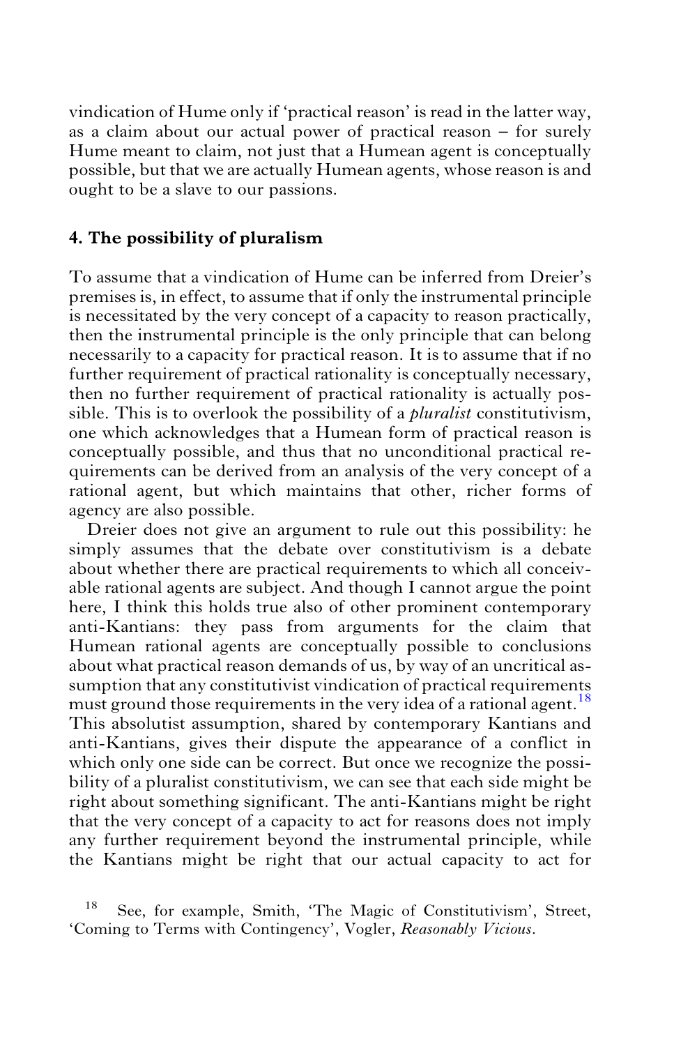vindication of Hume only if 'practical reason' is read in the latter way, as a claim about our actual power of practical reason – for surely Hume meant to claim, not just that a Humean agent is conceptually possible, but that we are actually Humean agents, whose reason is and ought to be a slave to our passions.

## 4. The possibility of pluralism

To assume that a vindication of Hume can be inferred from Dreier's premises is, in effect, to assume that if only the instrumental principle is necessitated by the very concept of a capacity to reason practically, then the instrumental principle is the only principle that can belong necessarily to a capacity for practical reason. It is to assume that if no further requirement of practical rationality is conceptually necessary, then no further requirement of practical rationality is actually possible. This is to overlook the possibility of a *pluralist* constitutivism, one which acknowledges that a Humean form of practical reason is conceptually possible, and thus that no unconditional practical requirements can be derived from an analysis of the very concept of a rational agent, but which maintains that other, richer forms of agency are also possible.

Dreier does not give an argument to rule out this possibility: he simply assumes that the debate over constitutivism is a debate about whether there are practical requirements to which all conceivable rational agents are subject. And though I cannot argue the point here, I think this holds true also of other prominent contemporary anti-Kantians: they pass from arguments for the claim that Humean rational agents are conceptually possible to conclusions about what practical reason demands of us, by way of an uncritical assumption that any constitutivist vindication of practical requirements must ground those requirements in the very idea of a rational agent.[18] This absolutist assumption, shared by contemporary Kantians and anti-Kantians, gives their dispute the appearance of a conflict in which only one side can be correct. But once we recognize the possibility of a pluralist constitutivism, we can see that each side might be right about something significant. The anti-Kantians might be right that the very concept of a capacity to act for reasons does not imply any further requirement beyond the instrumental principle, while the Kantians might be right that our actual capacity to act for

[18] See, for example, Smith, 'The Magic of Constitutivism', Street, 'Coming to Terms with Contingency', Vogler, *Reasonably Vicious*.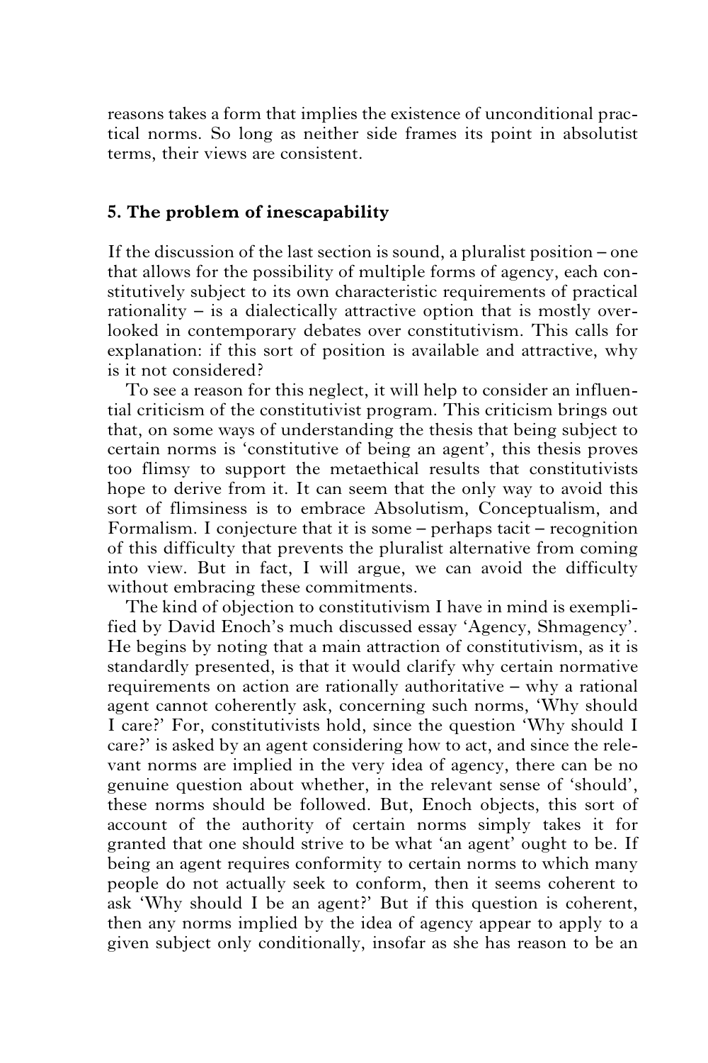reasons takes a form that implies the existence of unconditional practical norms. So long as neither side frames its point in absolutist terms, their views are consistent.

## 5. The problem of inescapability

If the discussion of the last section is sound, a pluralist position – one that allows for the possibility of multiple forms of agency, each constitutively subject to its own characteristic requirements of practical rationality – is a dialectically attractive option that is mostly overlooked in contemporary debates over constitutivism. This calls for explanation: if this sort of position is available and attractive, why is it not considered?

To see a reason for this neglect, it will help to consider an influential criticism of the constitutivist program. This criticism brings out that, on some ways of understanding the thesis that being subject to certain norms is 'constitutive of being an agent', this thesis proves too flimsy to support the metaethical results that constitutivists hope to derive from it. It can seem that the only way to avoid this sort of flimsiness is to embrace Absolutism, Conceptualism, and Formalism. I conjecture that it is some – perhaps tacit – recognition of this difficulty that prevents the pluralist alternative from coming into view. But in fact, I will argue, we can avoid the difficulty without embracing these commitments.

The kind of objection to constitutivism I have in mind is exemplified by David Enoch's much discussed essay 'Agency, Shmagency'. He begins by noting that a main attraction of constitutivism, as it is standardly presented, is that it would clarify why certain normative requirements on action are rationally authoritative – why a rational agent cannot coherently ask, concerning such norms, 'Why should I care?' For, constitutivists hold, since the question 'Why should I care?' is asked by an agent considering how to act, and since the relevant norms are implied in the very idea of agency, there can be no genuine question about whether, in the relevant sense of 'should', these norms should be followed. But, Enoch objects, this sort of account of the authority of certain norms simply takes it for granted that one should strive to be what 'an agent' ought to be. If being an agent requires conformity to certain norms to which many people do not actually seek to conform, then it seems coherent to ask 'Why should I be an agent?' But if this question is coherent, then any norms implied by the idea of agency appear to apply to a given subject only conditionally, insofar as she has reason to be an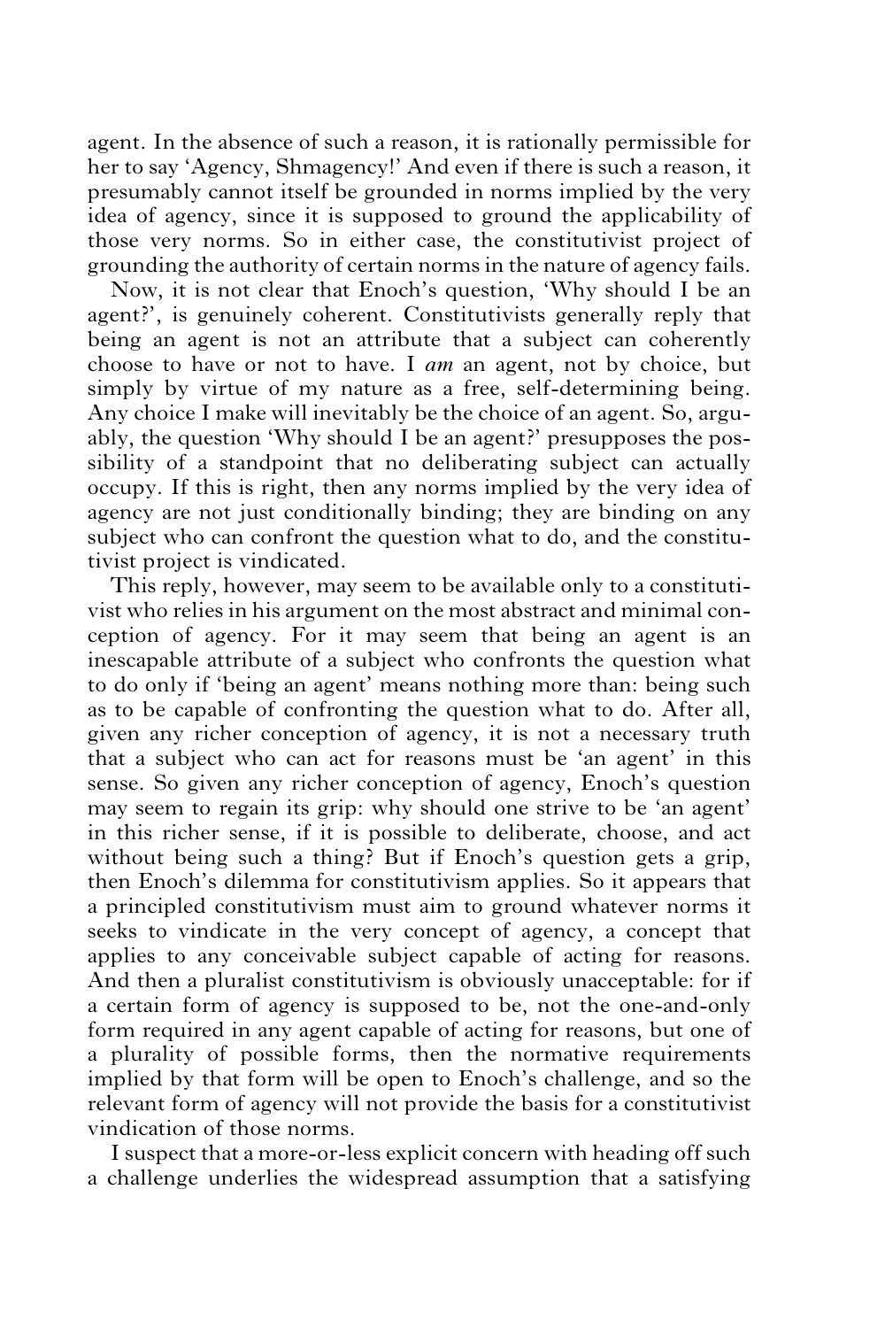agent. In the absence of such a reason, it is rationally permissible for her to say 'Agency, Shmagency!' And even if there is such a reason, it presumably cannot itself be grounded in norms implied by the very idea of agency, since it is supposed to ground the applicability of those very norms. So in either case, the constitutivist project of grounding the authority of certain norms in the nature of agency fails.

Now, it is not clear that Enoch's question, 'Why should I be an agent?', is genuinely coherent. Constitutivists generally reply that being an agent is not an attribute that a subject can coherently choose to have or not to have. I *am* an agent, not by choice, but simply by virtue of my nature as a free, self-determining being. Any choice I make will inevitably be the choice of an agent. So, arguably, the question 'Why should I be an agent?' presupposes the possibility of a standpoint that no deliberating subject can actually occupy. If this is right, then any norms implied by the very idea of agency are not just conditionally binding; they are binding on any subject who can confront the question what to do, and the constitutivist project is vindicated.

This reply, however, may seem to be available only to a constitutivist who relies in his argument on the most abstract and minimal conception of agency. For it may seem that being an agent is an inescapable attribute of a subject who confronts the question what to do only if 'being an agent' means nothing more than: being such as to be capable of confronting the question what to do. After all, given any richer conception of agency, it is not a necessary truth that a subject who can act for reasons must be 'an agent' in this sense. So given any richer conception of agency, Enoch's question may seem to regain its grip: why should one strive to be 'an agent' in this richer sense, if it is possible to deliberate, choose, and act without being such a thing? But if Enoch's question gets a grip, then Enoch's dilemma for constitutivism applies. So it appears that a principled constitutivism must aim to ground whatever norms it seeks to vindicate in the very concept of agency, a concept that applies to any conceivable subject capable of acting for reasons. And then a pluralist constitutivism is obviously unacceptable: for if a certain form of agency is supposed to be, not the one-and-only form required in any agent capable of acting for reasons, but one of a plurality of possible forms, then the normative requirements implied by that form will be open to Enoch's challenge, and so the relevant form of agency will not provide the basis for a constitutivist vindication of those norms.

I suspect that a more-or-less explicit concern with heading off such a challenge underlies the widespread assumption that a satisfying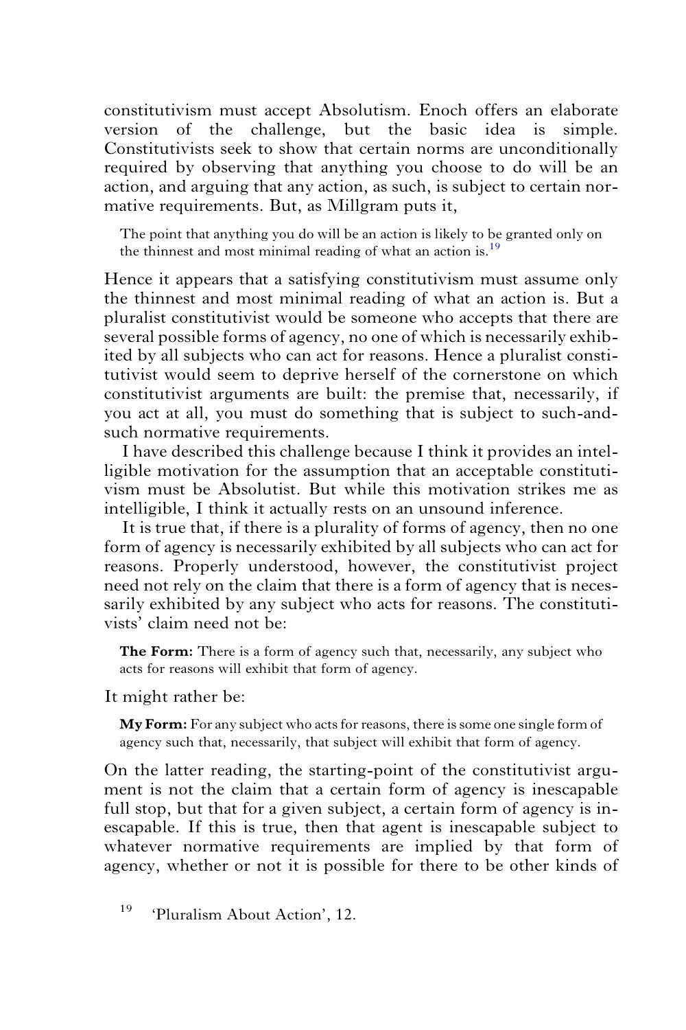constitutivism must accept Absolutism. Enoch offers an elaborate version of the challenge, but the basic idea is simple. Constitutivists seek to show that certain norms are unconditionally required by observing that anything you choose to do will be an action, and arguing that any action, as such, is subject to certain normative requirements. But, as Millgram puts it,

> The point that anything you do will be an action is likely to be granted only on the thinnest and most minimal reading of what an action is.[19]

Hence it appears that a satisfying constitutivism must assume only the thinnest and most minimal reading of what an action is. But a pluralist constitutivist would be someone who accepts that there are several possible forms of agency, no one of which is necessarily exhibited by all subjects who can act for reasons. Hence a pluralist constitutivist would seem to deprive herself of the cornerstone on which constitutivist arguments are built: the premise that, necessarily, if you act at all, you must do something that is subject to such-and-such normative requirements.

I have described this challenge because I think it provides an intelligible motivation for the assumption that an acceptable constitutivism must be Absolutist. But while this motivation strikes me as intelligible, I think it actually rests on an unsound inference.

It is true that, if there is a plurality of forms of agency, then no one form of agency is necessarily exhibited by all subjects who can act for reasons. Properly understood, however, the constitutivist project need not rely on the claim that there is a form of agency that is necessarily exhibited by any subject who acts for reasons. The constitutivists' claim need not be:

> **The Form:** There is a form of agency such that, necessarily, any subject who acts for reasons will exhibit that form of agency.

It might rather be:

> **My Form:** For any subject who acts for reasons, there is some one single form of agency such that, necessarily, that subject will exhibit that form of agency.

On the latter reading, the starting-point of the constitutivist argument is not the claim that a certain form of agency is inescapable full stop, but that for a given subject, a certain form of agency is inescapable. If this is true, then that agent is inescapable subject to whatever normative requirements are implied by that form of agency, whether or not it is possible for there to be other kinds of

[19] 'Pluralism About Action', 12.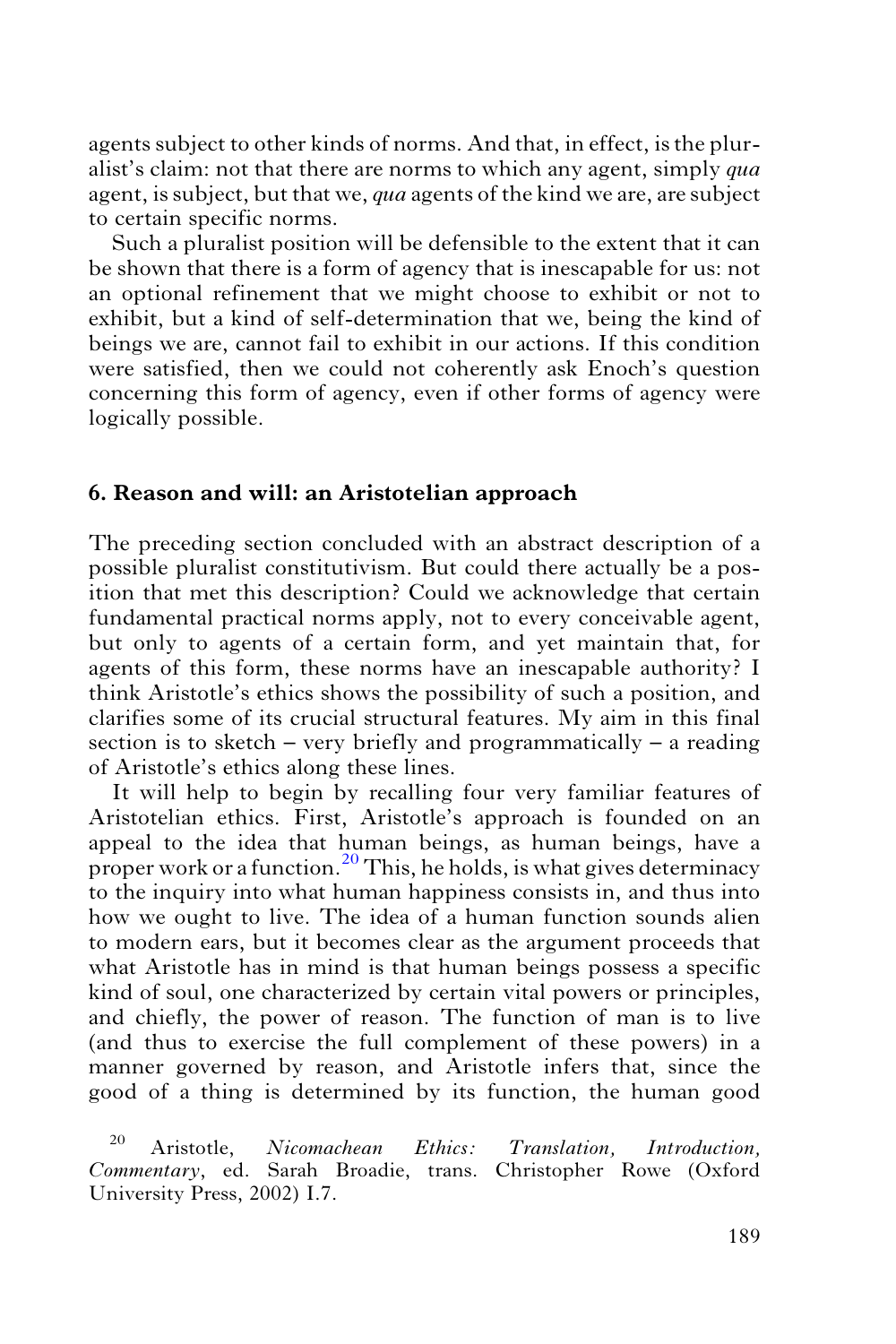agents subject to other kinds of norms. And that, in effect, is the pluralist's claim: not that there are norms to which any agent, simply *qua* agent, is subject, but that we, *qua* agents of the kind we are, are subject to certain specific norms.

Such a pluralist position will be defensible to the extent that it can be shown that there is a form of agency that is inescapable for us: not an optional refinement that we might choose to exhibit or not to exhibit, but a kind of self-determination that we, being the kind of beings we are, cannot fail to exhibit in our actions. If this condition were satisfied, then we could not coherently ask Enoch's question concerning this form of agency, even if other forms of agency were logically possible.

## 6. Reason and will: an Aristotelian approach

The preceding section concluded with an abstract description of a possible pluralist constitutivism. But could there actually be a position that met this description? Could we acknowledge that certain fundamental practical norms apply, not to every conceivable agent, but only to agents of a certain form, and yet maintain that, for agents of this form, these norms have an inescapable authority? I think Aristotle's ethics shows the possibility of such a position, and clarifies some of its crucial structural features. My aim in this final section is to sketch – very briefly and programmatically – a reading of Aristotle's ethics along these lines.

It will help to begin by recalling four very familiar features of Aristotelian ethics. First, Aristotle's approach is founded on an appeal to the idea that human beings, as human beings, have a proper work or a function.[20] This, he holds, is what gives determinacy to the inquiry into what human happiness consists in, and thus into how we ought to live. The idea of a human function sounds alien to modern ears, but it becomes clear as the argument proceeds that what Aristotle has in mind is that human beings possess a specific kind of soul, one characterized by certain vital powers or principles, and chiefly, the power of reason. The function of man is to live (and thus to exercise the full complement of these powers) in a manner governed by reason, and Aristotle infers that, since the good of a thing is determined by its function, the human good

[20] Aristotle, *Nicomachean Ethics: Translation, Introduction, Commentary*, ed. Sarah Broadie, trans. Christopher Rowe (Oxford University Press, 2002) I.7.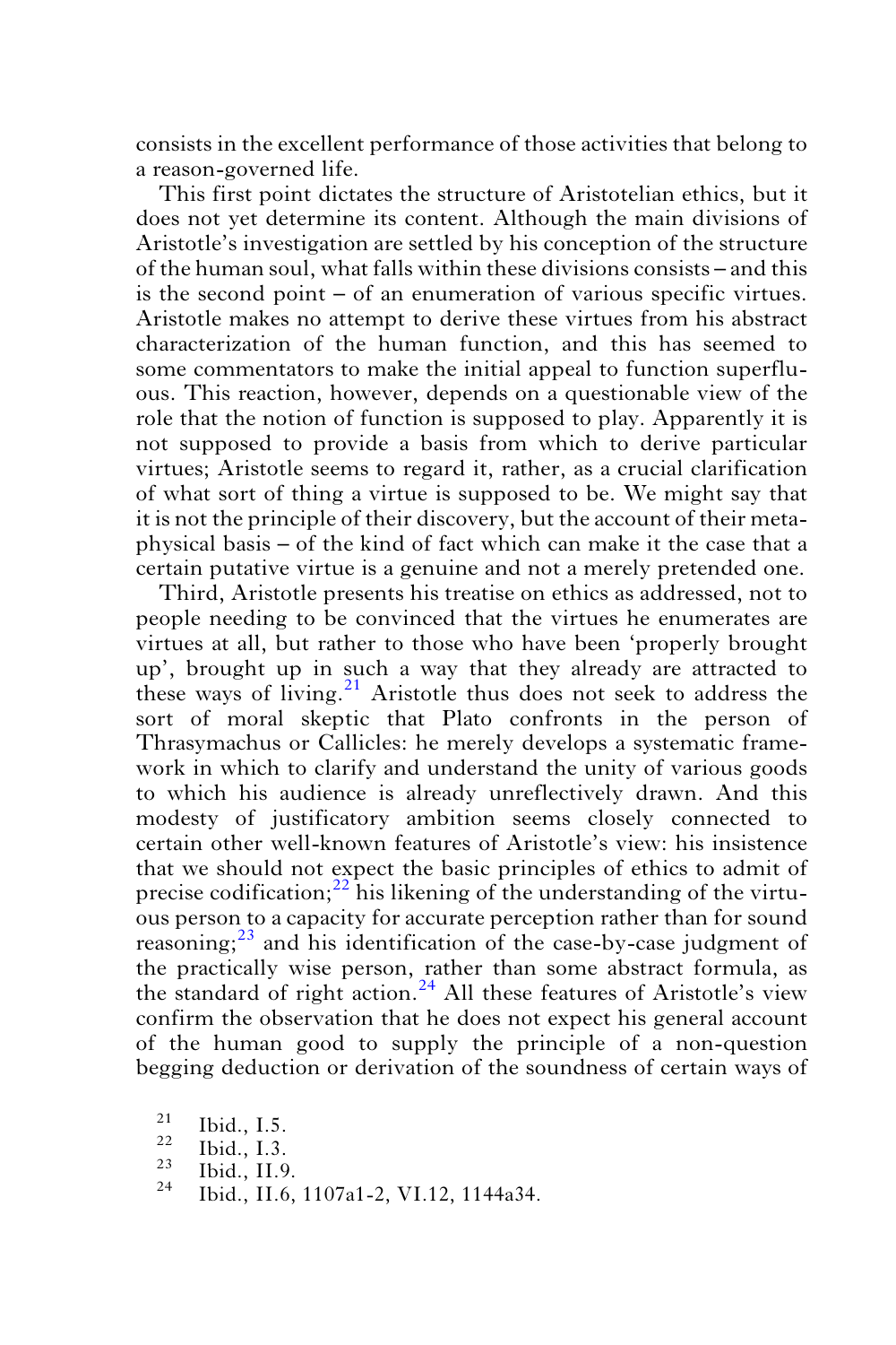consists in the excellent performance of those activities that belong to a reason-governed life.

This first point dictates the structure of Aristotelian ethics, but it does not yet determine its content. Although the main divisions of Aristotle's investigation are settled by his conception of the structure of the human soul, what falls within these divisions consists – and this is the second point – of an enumeration of various specific virtues. Aristotle makes no attempt to derive these virtues from his abstract characterization of the human function, and this has seemed to some commentators to make the initial appeal to function superfluous. This reaction, however, depends on a questionable view of the role that the notion of function is supposed to play. Apparently it is not supposed to provide a basis from which to derive particular virtues; Aristotle seems to regard it, rather, as a crucial clarification of what sort of thing a virtue is supposed to be. We might say that it is not the principle of their discovery, but the account of their metaphysical basis – of the kind of fact which can make it the case that a certain putative virtue is a genuine and not a merely pretended one.

Third, Aristotle presents his treatise on ethics as addressed, not to people needing to be convinced that the virtues he enumerates are virtues at all, but rather to those who have been 'properly brought up', brought up in such a way that they already are attracted to these ways of living.[21] Aristotle thus does not seek to address the sort of moral skeptic that Plato confronts in the person of Thrasymachus or Callicles: he merely develops a systematic framework in which to clarify and understand the unity of various goods to which his audience is already unreflectively drawn. And this modesty of justificatory ambition seems closely connected to certain other well-known features of Aristotle's view: his insistence that we should not expect the basic principles of ethics to admit of precise codification;[22] his likening of the understanding of the virtuous person to a capacity for accurate perception rather than for sound reasoning;[23] and his identification of the case-by-case judgment of the practically wise person, rather than some abstract formula, as the standard of right action.[24] All these features of Aristotle's view confirm the observation that he does not expect his general account of the human good to supply the principle of a non-question begging deduction or derivation of the soundness of certain ways of

[21] Ibid., I.5.

[22] Ibid., I.3.

[23] Ibid., II.9.

[24] Ibid., II.6, 1107a1-2, VI.12, 1144a34.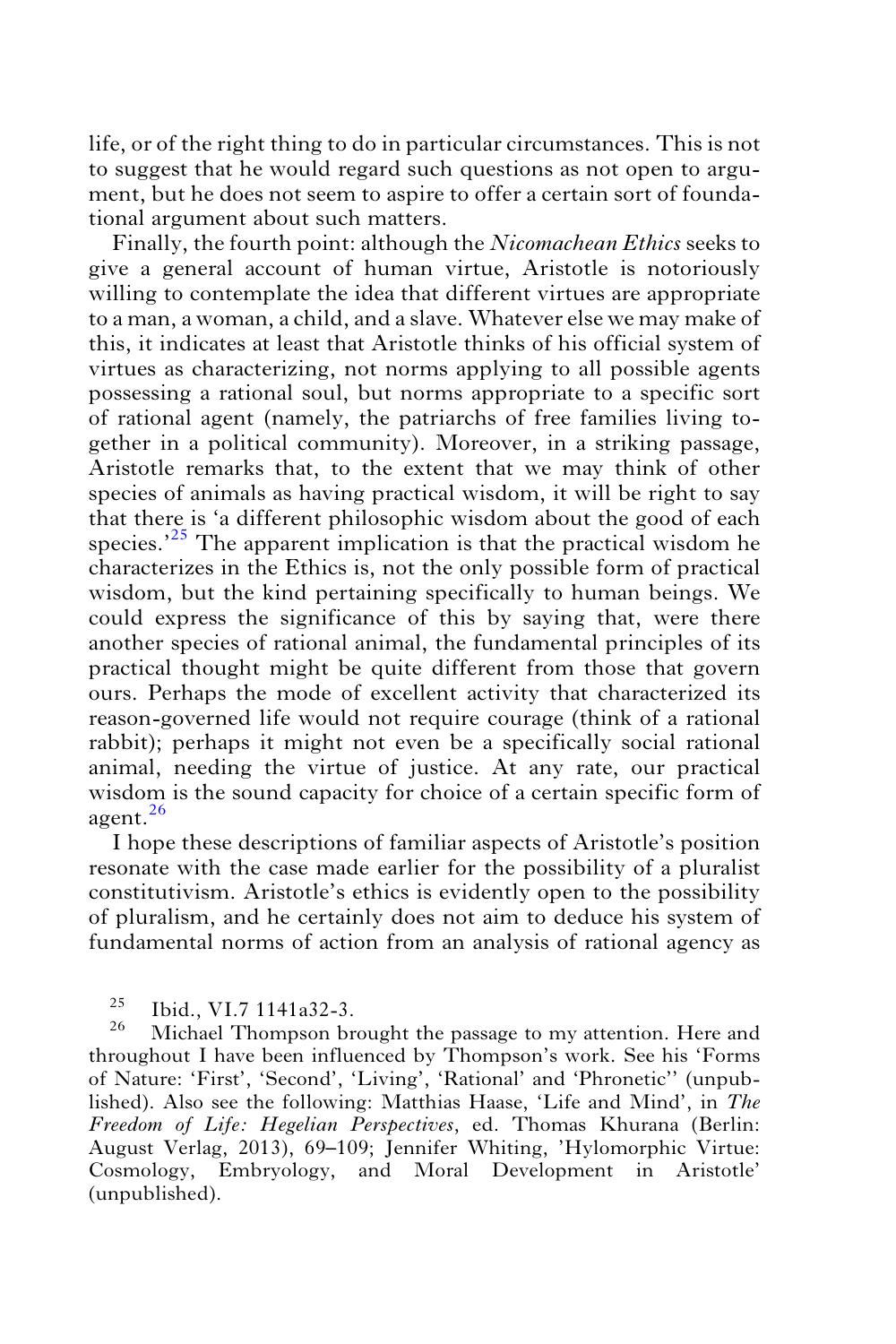life, or of the right thing to do in particular circumstances. This is not to suggest that he would regard such questions as not open to argument, but he does not seem to aspire to offer a certain sort of foundational argument about such matters.

Finally, the fourth point: although the *Nicomachean Ethics* seeks to give a general account of human virtue, Aristotle is notoriously willing to contemplate the idea that different virtues are appropriate to a man, a woman, a child, and a slave. Whatever else we may make of this, it indicates at least that Aristotle thinks of his official system of virtues as characterizing, not norms applying to all possible agents possessing a rational soul, but norms appropriate to a specific sort of rational agent (namely, the patriarchs of free families living together in a political community). Moreover, in a striking passage, Aristotle remarks that, to the extent that we may think of other species of animals as having practical wisdom, it will be right to say that there is 'a different philosophic wisdom about the good of each species.'[25] The apparent implication is that the practical wisdom he characterizes in the Ethics is, not the only possible form of practical wisdom, but the kind pertaining specifically to human beings. We could express the significance of this by saying that, were there another species of rational animal, the fundamental principles of its practical thought might be quite different from those that govern ours. Perhaps the mode of excellent activity that characterized its reason-governed life would not require courage (think of a rational rabbit); perhaps it might not even be a specifically social rational animal, needing the virtue of justice. At any rate, our practical wisdom is the sound capacity for choice of a certain specific form of agent.[26]

I hope these descriptions of familiar aspects of Aristotle's position resonate with the case made earlier for the possibility of a pluralist constitutivism. Aristotle's ethics is evidently open to the possibility of pluralism, and he certainly does not aim to deduce his system of fundamental norms of action from an analysis of rational agency as

[25] Ibid., VI.7 1141a32-3.

[26] Michael Thompson brought the passage to my attention. Here and throughout I have been influenced by Thompson's work. See his 'Forms of Nature: 'First', 'Second', 'Living', 'Rational' and 'Phronetic'' (unpublished). Also see the following: Matthias Haase, 'Life and Mind', in *The Freedom of Life: Hegelian Perspectives*, ed. Thomas Khurana (Berlin: August Verlag, 2013), 69–109; Jennifer Whiting, 'Hylomorphic Virtue: Cosmology, Embryology, and Moral Development in Aristotle' (unpublished).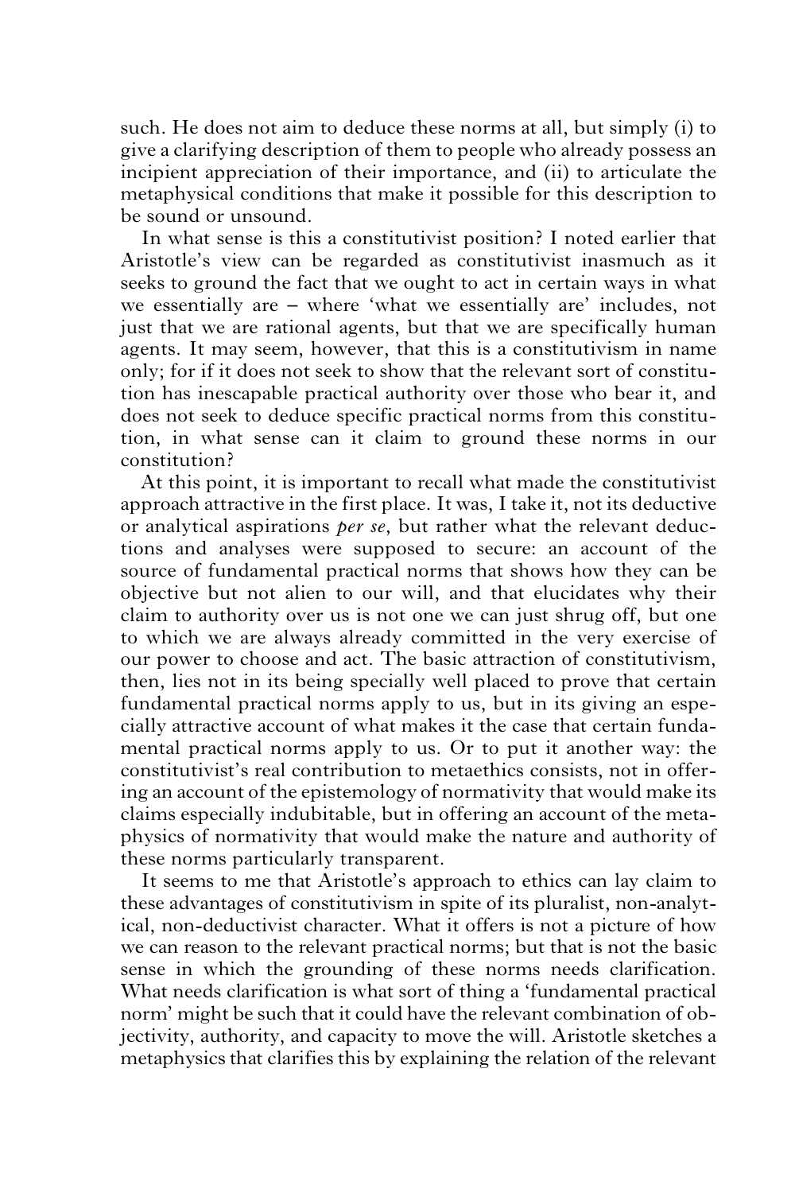such. He does not aim to deduce these norms at all, but simply (i) to give a clarifying description of them to people who already possess an incipient appreciation of their importance, and (ii) to articulate the metaphysical conditions that make it possible for this description to be sound or unsound.

In what sense is this a constitutivist position? I noted earlier that Aristotle's view can be regarded as constitutivist inasmuch as it seeks to ground the fact that we ought to act in certain ways in what we essentially are – where 'what we essentially are' includes, not just that we are rational agents, but that we are specifically human agents. It may seem, however, that this is a constitutivism in name only; for if it does not seek to show that the relevant sort of constitution has inescapable practical authority over those who bear it, and does not seek to deduce specific practical norms from this constitution, in what sense can it claim to ground these norms in our constitution?

At this point, it is important to recall what made the constitutivist approach attractive in the first place. It was, I take it, not its deductive or analytical aspirations *per se*, but rather what the relevant deductions and analyses were supposed to secure: an account of the source of fundamental practical norms that shows how they can be objective but not alien to our will, and that elucidates why their claim to authority over us is not one we can just shrug off, but one to which we are always already committed in the very exercise of our power to choose and act. The basic attraction of constitutivism, then, lies not in its being specially well placed to prove that certain fundamental practical norms apply to us, but in its giving an especially attractive account of what makes it the case that certain fundamental practical norms apply to us. Or to put it another way: the constitutivist's real contribution to metaethics consists, not in offering an account of the epistemology of normativity that would make its claims especially indubitable, but in offering an account of the metaphysics of normativity that would make the nature and authority of these norms particularly transparent.

It seems to me that Aristotle's approach to ethics can lay claim to these advantages of constitutivism in spite of its pluralist, non-analytical, non-deductivist character. What it offers is not a picture of how we can reason to the relevant practical norms; but that is not the basic sense in which the grounding of these norms needs clarification. What needs clarification is what sort of thing a 'fundamental practical norm' might be such that it could have the relevant combination of objectivity, authority, and capacity to move the will. Aristotle sketches a metaphysics that clarifies this by explaining the relation of the relevant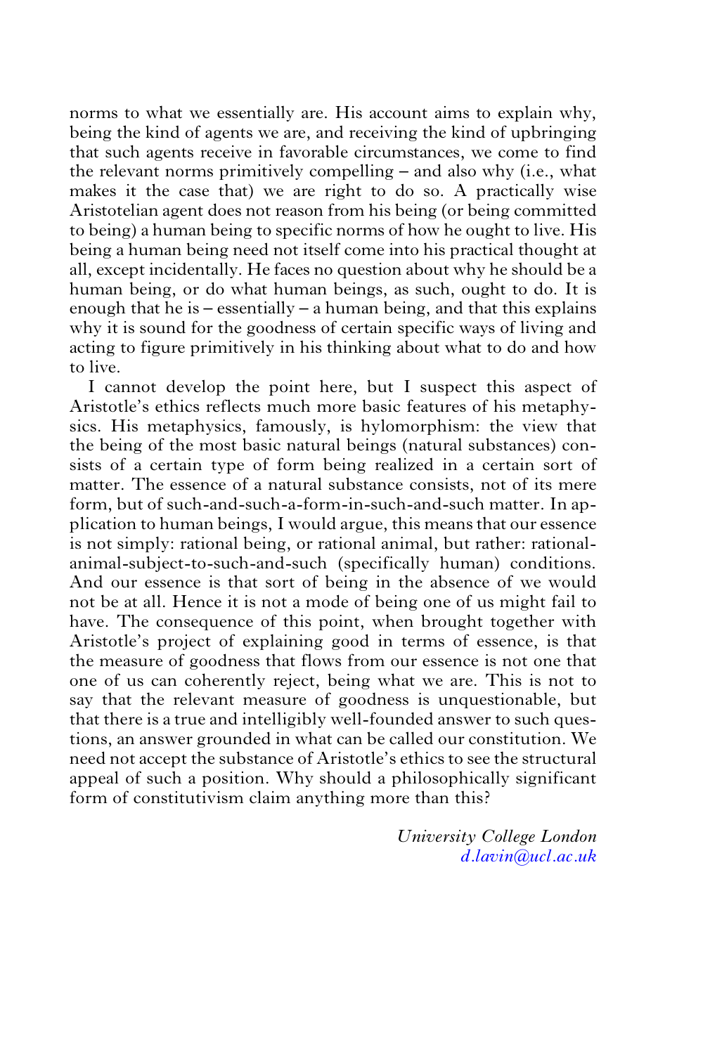norms to what we essentially are. His account aims to explain why, being the kind of agents we are, and receiving the kind of upbringing that such agents receive in favorable circumstances, we come to find the relevant norms primitively compelling – and also why (i.e., what makes it the case that) we are right to do so. A practically wise Aristotelian agent does not reason from his being (or being committed to being) a human being to specific norms of how he ought to live. His being a human being need not itself come into his practical thought at all, except incidentally. He faces no question about why he should be a human being, or do what human beings, as such, ought to do. It is enough that he is – essentially – a human being, and that this explains why it is sound for the goodness of certain specific ways of living and acting to figure primitively in his thinking about what to do and how to live.

I cannot develop the point here, but I suspect this aspect of Aristotle's ethics reflects much more basic features of his metaphysics. His metaphysics, famously, is hylomorphism: the view that the being of the most basic natural beings (natural substances) consists of a certain type of form being realized in a certain sort of matter. The essence of a natural substance consists, not of its mere form, but of such-and-such-a-form-in-such-and-such matter. In application to human beings, I would argue, this means that our essence is not simply: rational being, or rational animal, but rather: rational-animal-subject-to-such-and-such (specifically human) conditions. And our essence is that sort of being in the absence of we would not be at all. Hence it is not a mode of being one of us might fail to have. The consequence of this point, when brought together with Aristotle's project of explaining good in terms of essence, is that the measure of goodness that flows from our essence is not one that one of us can coherently reject, being what we are. This is not to say that the relevant measure of goodness is unquestionable, but that there is a true and intelligibly well-founded answer to such questions, an answer grounded in what can be called our constitution. We need not accept the substance of Aristotle's ethics to see the structural appeal of such a position. Why should a philosophically significant form of constitutivism claim anything more than this?

*University College London*
*d.lavin@ucl.ac.uk*